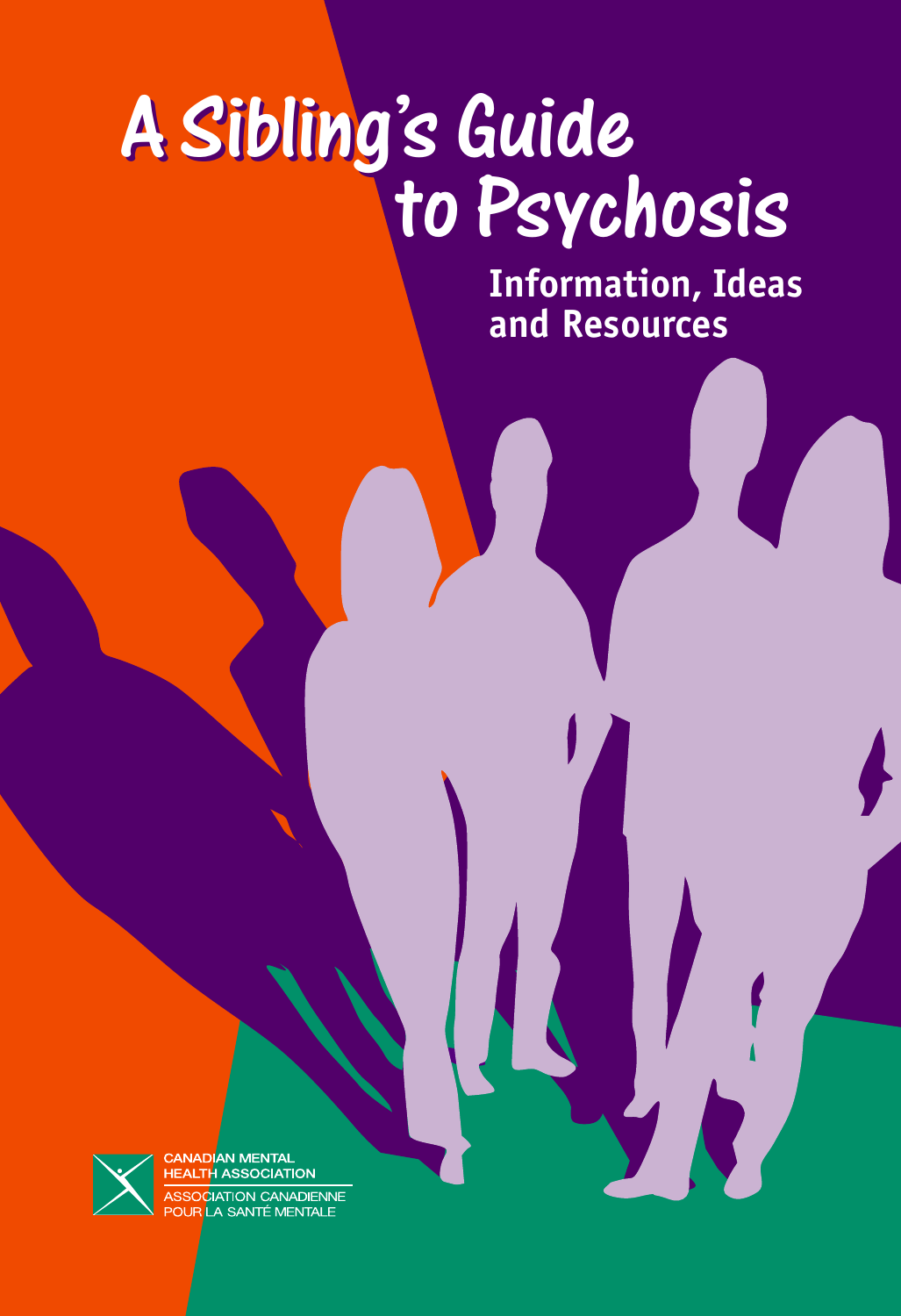# A Sibling's Guide to Psychosis

## Information, Ideas and Resources

CANADIAN MENTAL HEALTH ASSOCIATION

ASSOCIATION CANADIENNE POUR LA SANTÉ MENTALE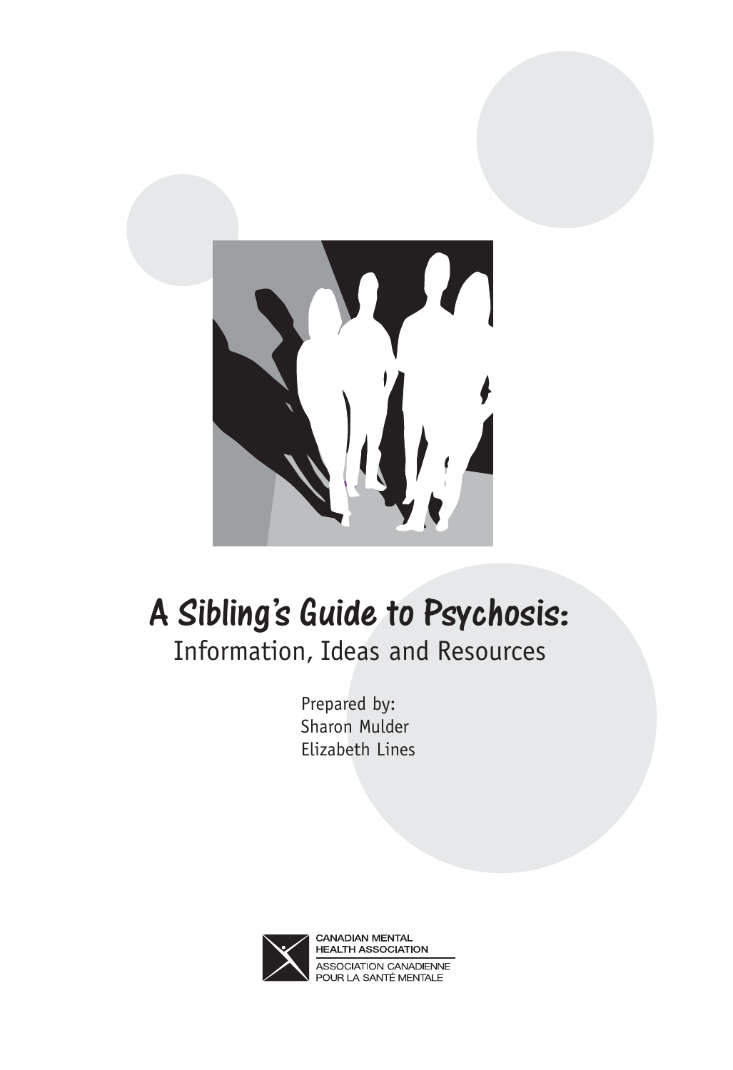# A Sibling's Guide to Psychosis:

## Information, Ideas and Resources

Prepared by:
Sharon Mulder
Elizabeth Lines

CANADIAN MENTAL HEALTH ASSOCIATION
ASSOCIATION CANADIENNE POUR LA SANTÉ MENTALE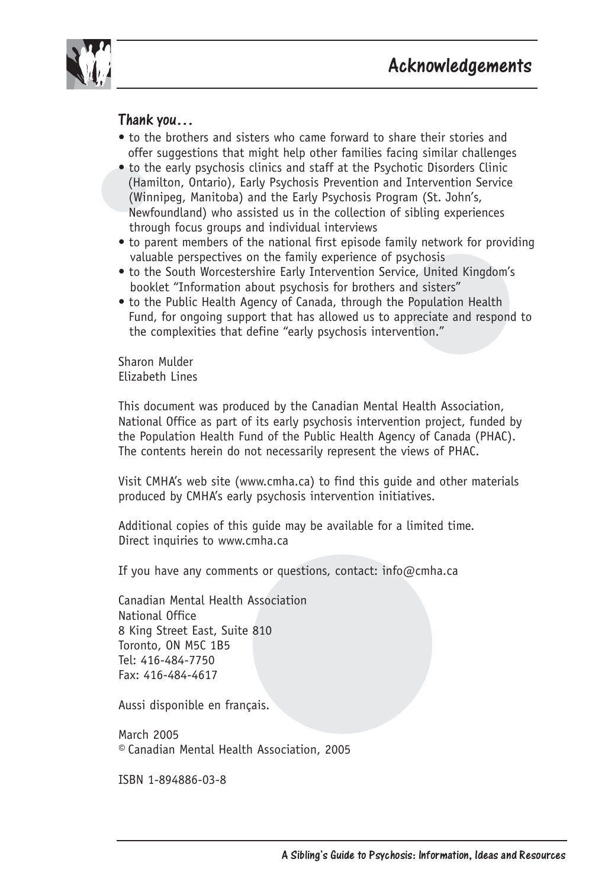# Acknowledgements

## Thank you...

- to the brothers and sisters who came forward to share their stories and offer suggestions that might help other families facing similar challenges
- to the early psychosis clinics and staff at the Psychotic Disorders Clinic (Hamilton, Ontario), Early Psychosis Prevention and Intervention Service (Winnipeg, Manitoba) and the Early Psychosis Program (St. John's, Newfoundland) who assisted us in the collection of sibling experiences through focus groups and individual interviews
- to parent members of the national first episode family network for providing valuable perspectives on the family experience of psychosis
- to the South Worcestershire Early Intervention Service, United Kingdom's booklet "Information about psychosis for brothers and sisters"
- to the Public Health Agency of Canada, through the Population Health Fund, for ongoing support that has allowed us to appreciate and respond to the complexities that define "early psychosis intervention."

Sharon Mulder
Elizabeth Lines

This document was produced by the Canadian Mental Health Association, National Office as part of its early psychosis intervention project, funded by the Population Health Fund of the Public Health Agency of Canada (PHAC). The contents herein do not necessarily represent the views of PHAC.

Visit CMHA's web site (www.cmha.ca) to find this guide and other materials produced by CMHA's early psychosis intervention initiatives.

Additional copies of this guide may be available for a limited time. Direct inquiries to www.cmha.ca

If you have any comments or questions, contact: info@cmha.ca

Canadian Mental Health Association
National Office
8 King Street East, Suite 810
Toronto, ON M5C 1B5
Tel: 416-484-7750
Fax: 416-484-4617

Aussi disponible en français.

March 2005
© Canadian Mental Health Association, 2005

ISBN 1-894886-03-8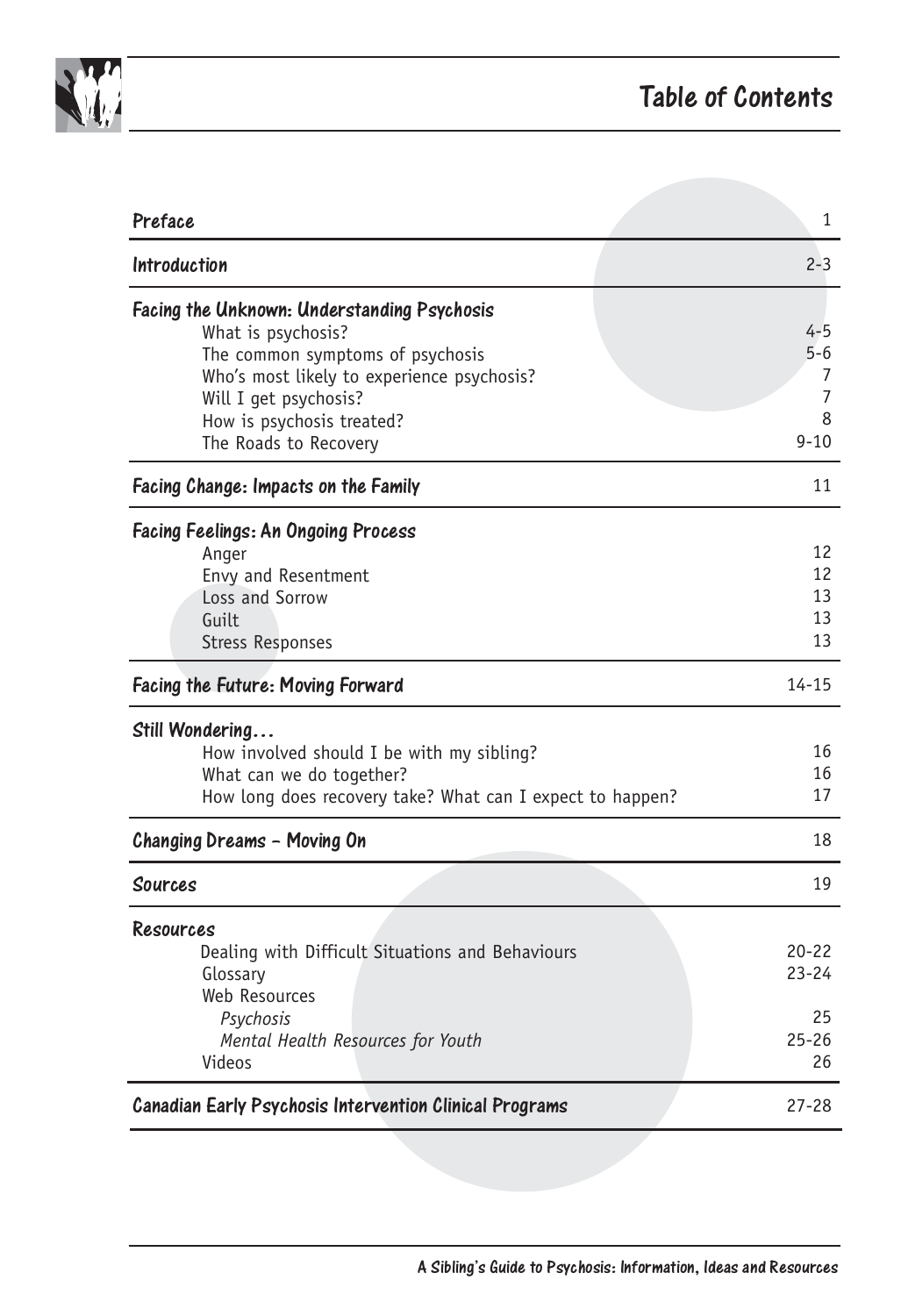# Table of Contents

| | |
|---|---|
| **Preface** | 1 |
| **Introduction** | 2-3 |
| **Facing the Unknown: Understanding Psychosis** | |
| What is psychosis? | 4-5 |
| The common symptoms of psychosis | 5-6 |
| Who's most likely to experience psychosis? | 7 |
| Will I get psychosis? | 7 |
| How is psychosis treated? | 8 |
| The Roads to Recovery | 9-10 |
| **Facing Change: Impacts on the Family** | 11 |
| **Facing Feelings: An Ongoing Process** | |
| Anger | 12 |
| Envy and Resentment | 12 |
| Loss and Sorrow | 13 |
| Guilt | 13 |
| Stress Responses | 13 |
| **Facing the Future: Moving Forward** | 14-15 |
| **Still Wondering…** | |
| How involved should I be with my sibling? | 16 |
| What can we do together? | 16 |
| How long does recovery take? What can I expect to happen? | 17 |
| **Changing Dreams – Moving On** | 18 |
| **Sources** | 19 |
| **Resources** | |
| Dealing with Difficult Situations and Behaviours | 20-22 |
| Glossary | 23-24 |
| Web Resources | |
| *Psychosis* | 25 |
| *Mental Health Resources for Youth* | 25-26 |
| Videos | 26 |
| **Canadian Early Psychosis Intervention Clinical Programs** | 27-28 |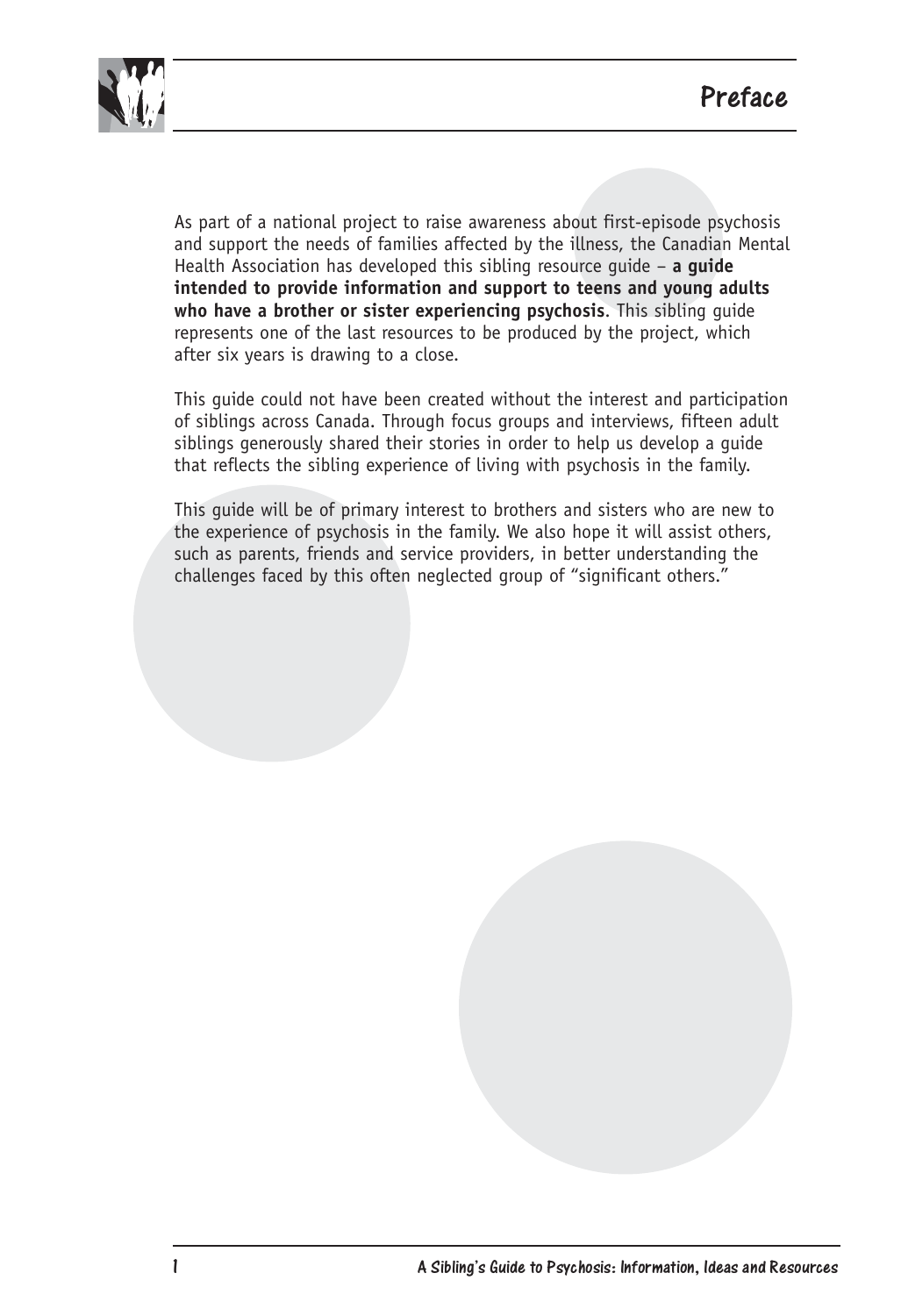# Preface

As part of a national project to raise awareness about first-episode psychosis and support the needs of families affected by the illness, the Canadian Mental Health Association has developed this sibling resource guide – **a guide intended to provide information and support to teens and young adults who have a brother or sister experiencing psychosis**. This sibling guide represents one of the last resources to be produced by the project, which after six years is drawing to a close.

This guide could not have been created without the interest and participation of siblings across Canada. Through focus groups and interviews, fifteen adult siblings generously shared their stories in order to help us develop a guide that reflects the sibling experience of living with psychosis in the family.

This guide will be of primary interest to brothers and sisters who are new to the experience of psychosis in the family. We also hope it will assist others, such as parents, friends and service providers, in better understanding the challenges faced by this often neglected group of "significant others."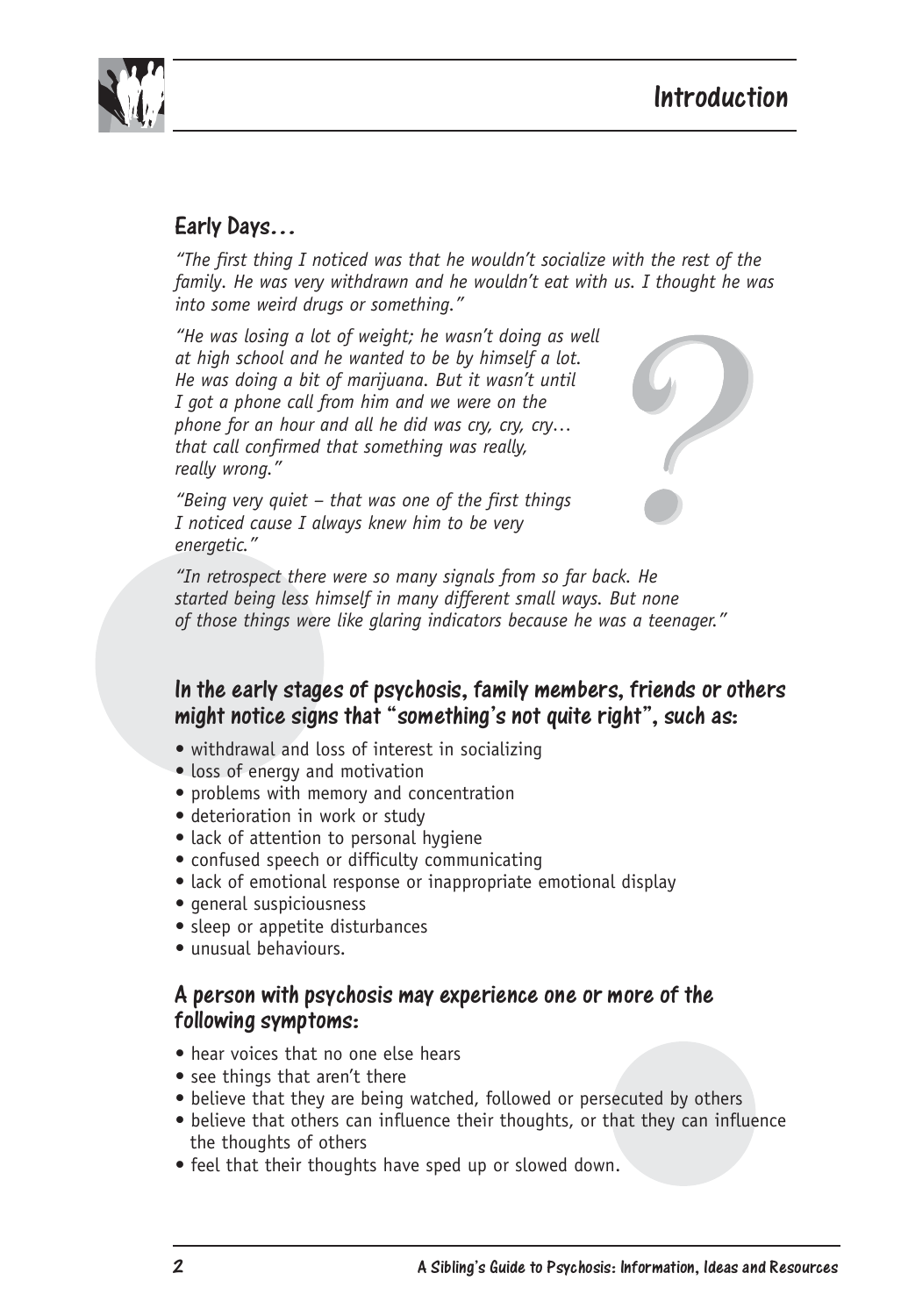# Introduction

## Early Days...

*"The first thing I noticed was that he wouldn't socialize with the rest of the family. He was very withdrawn and he wouldn't eat with us. I thought he was into some weird drugs or something."*

*"He was losing a lot of weight; he wasn't doing as well at high school and he wanted to be by himself a lot. He was doing a bit of marijuana. But it wasn't until I got a phone call from him and we were on the phone for an hour and all he did was cry, cry, cry... that call confirmed that something was really, really wrong."*

*"Being very quiet – that was one of the first things I noticed cause I always knew him to be very energetic."*

*"In retrospect there were so many signals from so far back. He started being less himself in many different small ways. But none of those things were like glaring indicators because he was a teenager."*

### In the early stages of psychosis, family members, friends or others might notice signs that "something's not quite right", such as:

- withdrawal and loss of interest in socializing
- loss of energy and motivation
- problems with memory and concentration
- deterioration in work or study
- lack of attention to personal hygiene
- confused speech or difficulty communicating
- lack of emotional response or inappropriate emotional display
- general suspiciousness
- sleep or appetite disturbances
- unusual behaviours.

### A person with psychosis may experience one or more of the following symptoms:

- hear voices that no one else hears
- see things that aren't there
- believe that they are being watched, followed or persecuted by others
- believe that others can influence their thoughts, or that they can influence the thoughts of others
- feel that their thoughts have sped up or slowed down.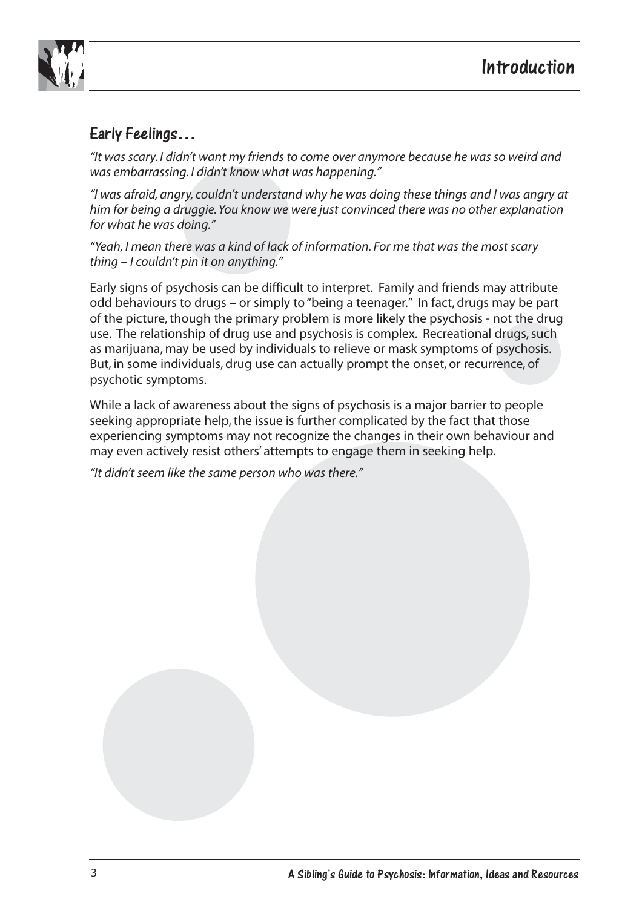## Early Feelings...

*"It was scary. I didn't want my friends to come over anymore because he was so weird and was embarrassing. I didn't know what was happening."*

*"I was afraid, angry, couldn't understand why he was doing these things and I was angry at him for being a druggie. You know we were just convinced there was no other explanation for what he was doing."*

*"Yeah, I mean there was a kind of lack of information. For me that was the most scary thing – I couldn't pin it on anything."*

Early signs of psychosis can be difficult to interpret. Family and friends may attribute odd behaviours to drugs – or simply to "being a teenager." In fact, drugs may be part of the picture, though the primary problem is more likely the psychosis - not the drug use. The relationship of drug use and psychosis is complex. Recreational drugs, such as marijuana, may be used by individuals to relieve or mask symptoms of psychosis. But, in some individuals, drug use can actually prompt the onset, or recurrence, of psychotic symptoms.

While a lack of awareness about the signs of psychosis is a major barrier to people seeking appropriate help, the issue is further complicated by the fact that those experiencing symptoms may not recognize the changes in their own behaviour and may even actively resist others' attempts to engage them in seeking help.

*"It didn't seem like the same person who was there."*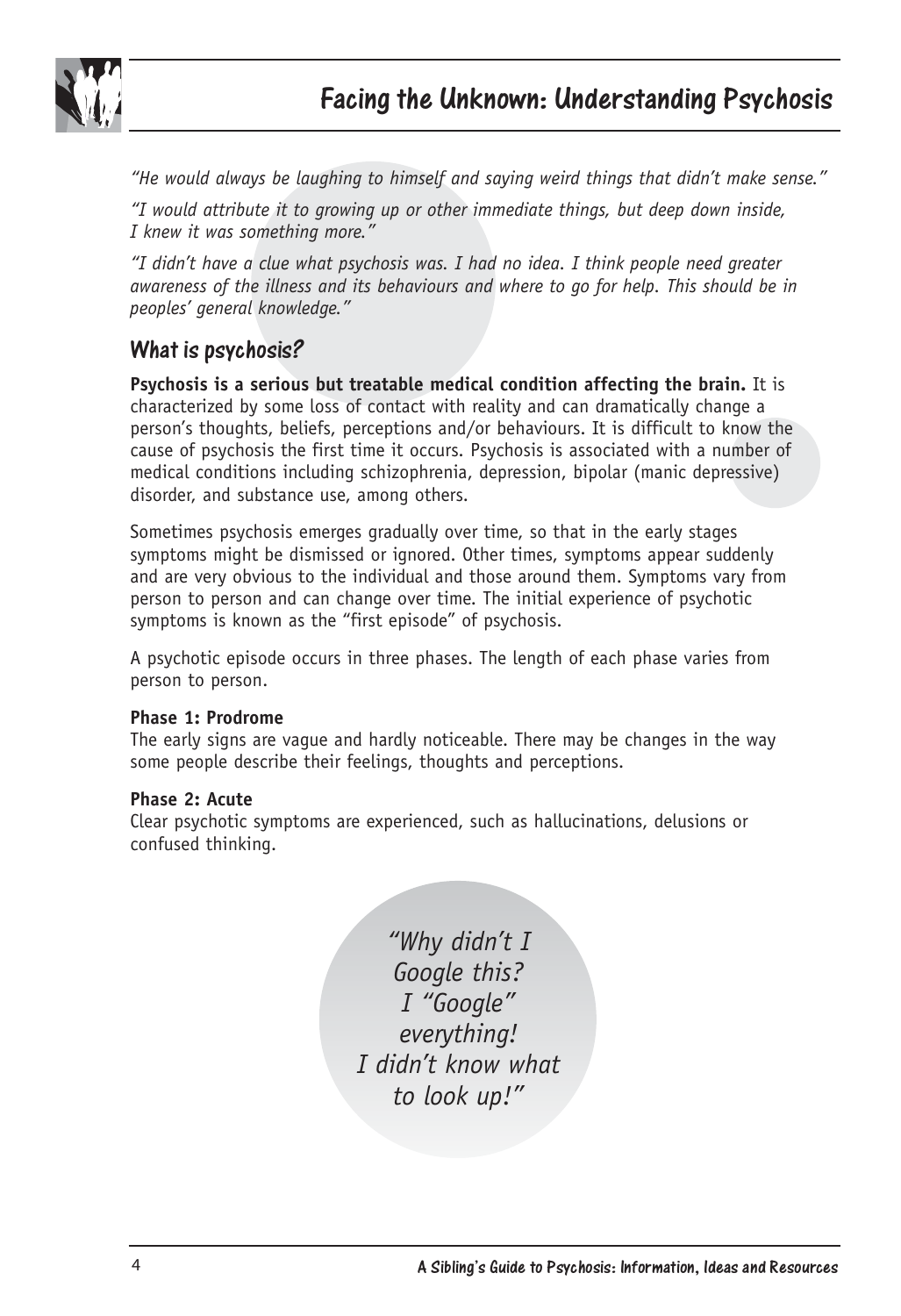# Facing the Unknown: Understanding Psychosis

*"He would always be laughing to himself and saying weird things that didn't make sense."*

*"I would attribute it to growing up or other immediate things, but deep down inside, I knew it was something more."*

*"I didn't have a clue what psychosis was. I had no idea. I think people need greater awareness of the illness and its behaviours and where to go for help. This should be in peoples' general knowledge."*

## What is psychosis?

**Psychosis is a serious but treatable medical condition affecting the brain.** It is characterized by some loss of contact with reality and can dramatically change a person's thoughts, beliefs, perceptions and/or behaviours. It is difficult to know the cause of psychosis the first time it occurs. Psychosis is associated with a number of medical conditions including schizophrenia, depression, bipolar (manic depressive) disorder, and substance use, among others.

Sometimes psychosis emerges gradually over time, so that in the early stages symptoms might be dismissed or ignored. Other times, symptoms appear suddenly and are very obvious to the individual and those around them. Symptoms vary from person to person and can change over time. The initial experience of psychotic symptoms is known as the "first episode" of psychosis.

A psychotic episode occurs in three phases. The length of each phase varies from person to person.

**Phase 1: Prodrome**
The early signs are vague and hardly noticeable. There may be changes in the way some people describe their feelings, thoughts and perceptions.

**Phase 2: Acute**
Clear psychotic symptoms are experienced, such as hallucinations, delusions or confused thinking.

*"Why didn't I Google this? I "Google" everything! I didn't know what to look up!"*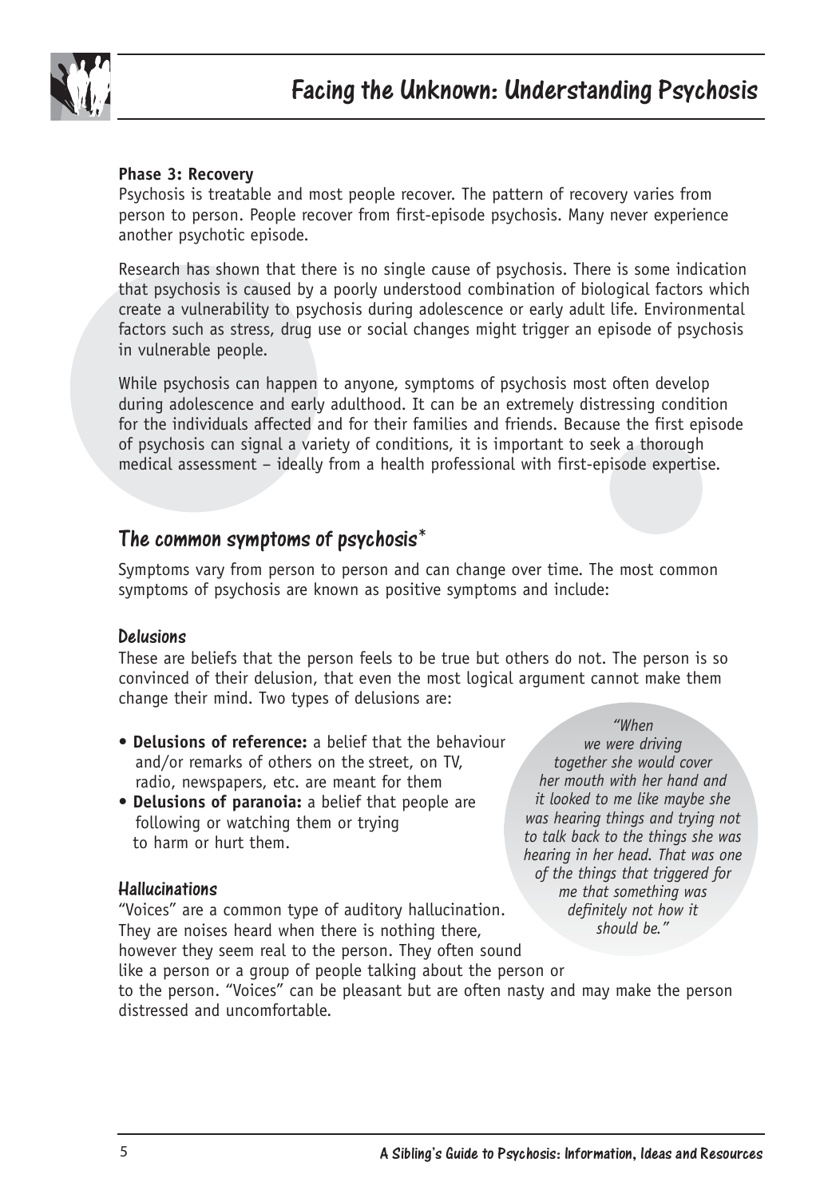**Phase 3: Recovery**

Psychosis is treatable and most people recover. The pattern of recovery varies from person to person. People recover from first-episode psychosis. Many never experience another psychotic episode.

Research has shown that there is no single cause of psychosis. There is some indication that psychosis is caused by a poorly understood combination of biological factors which create a vulnerability to psychosis during adolescence or early adult life. Environmental factors such as stress, drug use or social changes might trigger an episode of psychosis in vulnerable people.

While psychosis can happen to anyone, symptoms of psychosis most often develop during adolescence and early adulthood. It can be an extremely distressing condition for the individuals affected and for their families and friends. Because the first episode of psychosis can signal a variety of conditions, it is important to seek a thorough medical assessment – ideally from a health professional with first-episode expertise.

## The common symptoms of psychosis*

Symptoms vary from person to person and can change over time. The most common symptoms of psychosis are known as positive symptoms and include:

### Delusions

These are beliefs that the person feels to be true but others do not. The person is so convinced of their delusion, that even the most logical argument cannot make them change their mind. Two types of delusions are:

- **Delusions of reference:** a belief that the behaviour and/or remarks of others on the street, on TV, radio, newspapers, etc. are meant for them
- **Delusions of paranoia:** a belief that people are following or watching them or trying to harm or hurt them.

*"When we were driving together she would cover her mouth with her hand and it looked to me like maybe she was hearing things and trying not to talk back to the things she was hearing in her head. That was one of the things that triggered for me that something was definitely not how it should be."*

### Hallucinations

"Voices" are a common type of auditory hallucination. They are noises heard when there is nothing there, however they seem real to the person. They often sound like a person or a group of people talking about the person or to the person. "Voices" can be pleasant but are often nasty and may make the person distressed and uncomfortable.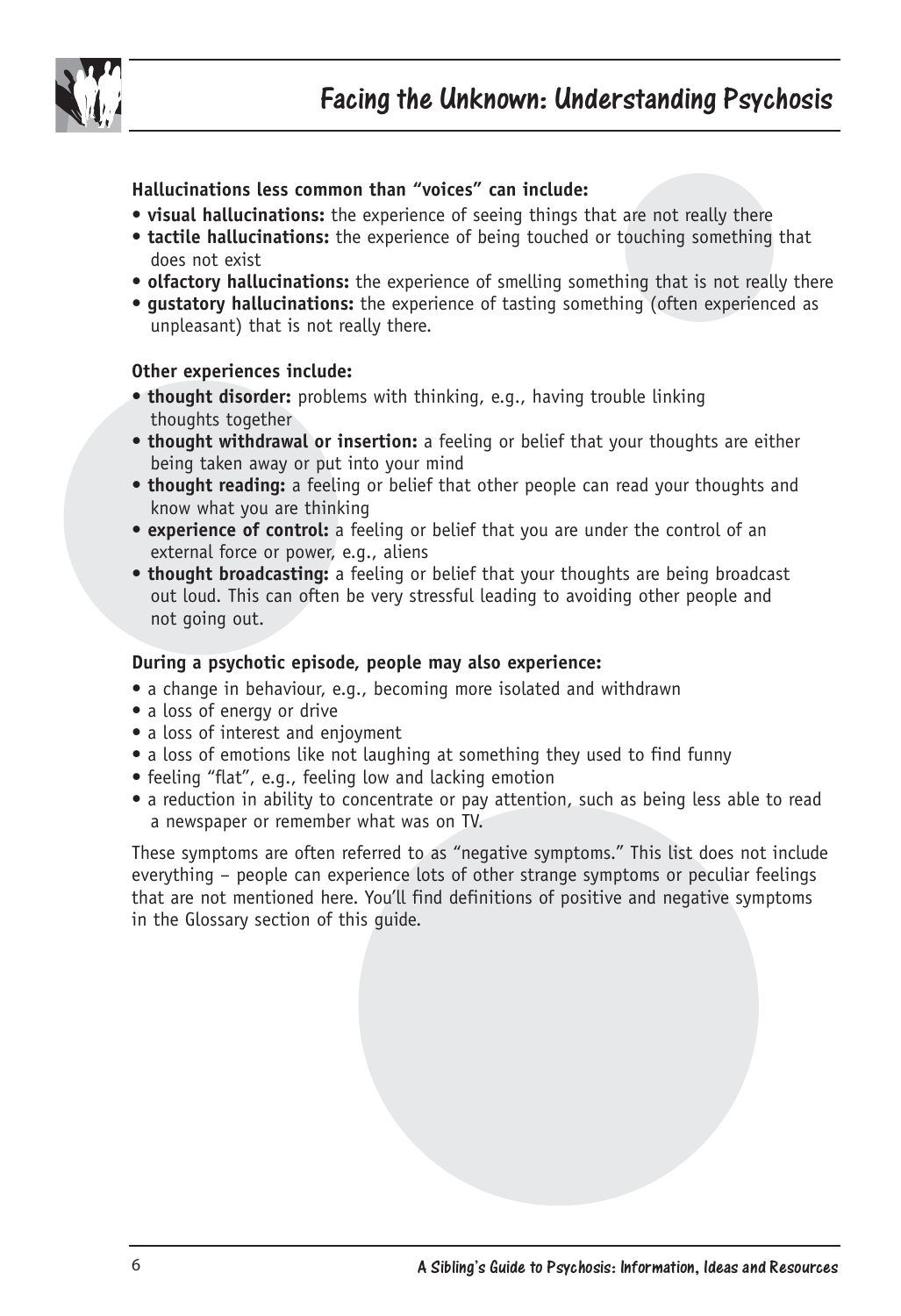**Hallucinations less common than "voices" can include:**

- **visual hallucinations:** the experience of seeing things that are not really there
- **tactile hallucinations:** the experience of being touched or touching something that does not exist
- **olfactory hallucinations:** the experience of smelling something that is not really there
- **gustatory hallucinations:** the experience of tasting something (often experienced as unpleasant) that is not really there.

**Other experiences include:**

- **thought disorder:** problems with thinking, e.g., having trouble linking thoughts together
- **thought withdrawal or insertion:** a feeling or belief that your thoughts are either being taken away or put into your mind
- **thought reading:** a feeling or belief that other people can read your thoughts and know what you are thinking
- **experience of control:** a feeling or belief that you are under the control of an external force or power, e.g., aliens
- **thought broadcasting:** a feeling or belief that your thoughts are being broadcast out loud. This can often be very stressful leading to avoiding other people and not going out.

**During a psychotic episode, people may also experience:**

- a change in behaviour, e.g., becoming more isolated and withdrawn
- a loss of energy or drive
- a loss of interest and enjoyment
- a loss of emotions like not laughing at something they used to find funny
- feeling "flat", e.g., feeling low and lacking emotion
- a reduction in ability to concentrate or pay attention, such as being less able to read a newspaper or remember what was on TV.

These symptoms are often referred to as "negative symptoms." This list does not include everything – people can experience lots of other strange symptoms or peculiar feelings that are not mentioned here. You'll find definitions of positive and negative symptoms in the Glossary section of this guide.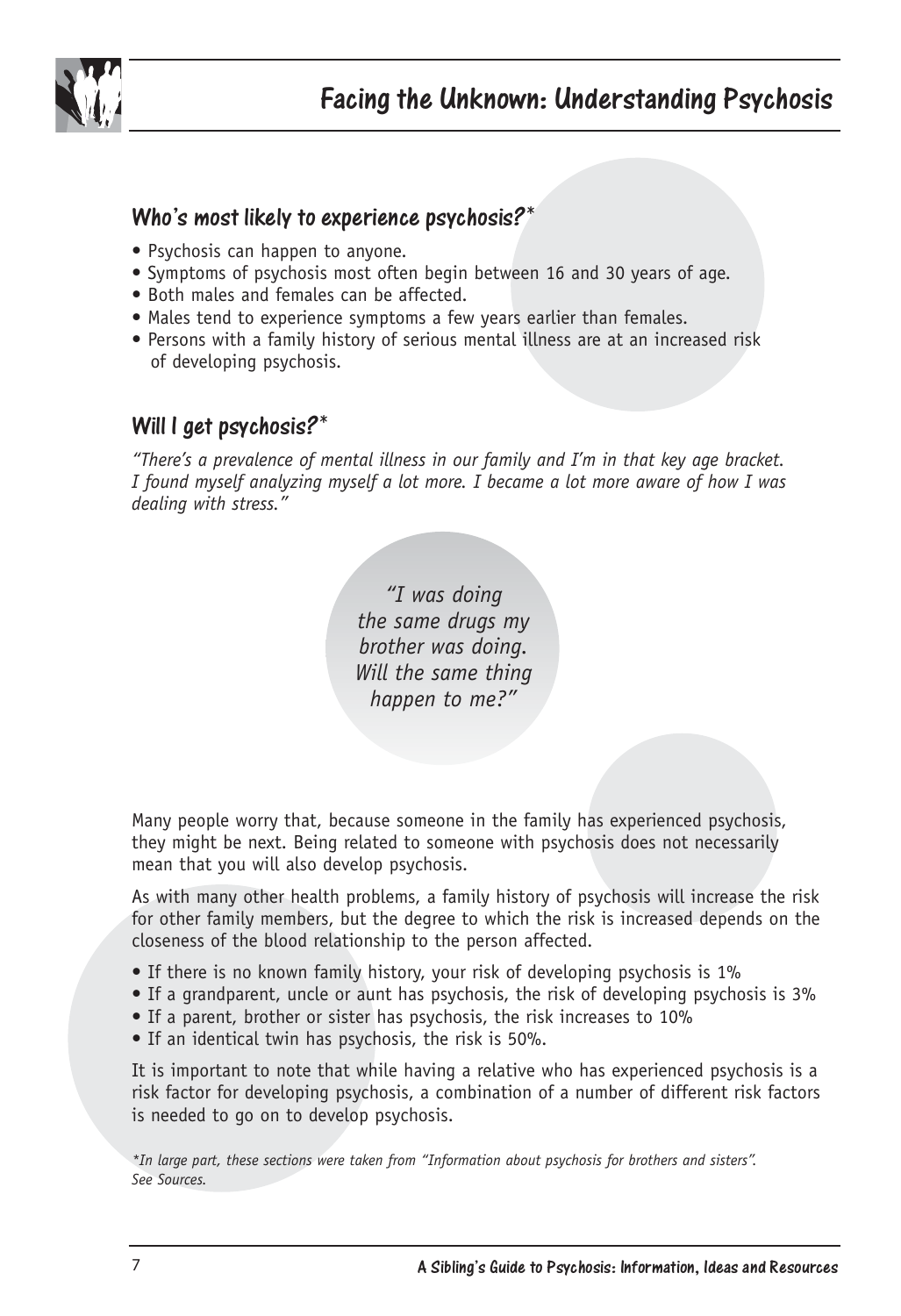## Who's most likely to experience psychosis?*

- Psychosis can happen to anyone.
- Symptoms of psychosis most often begin between 16 and 30 years of age.
- Both males and females can be affected.
- Males tend to experience symptoms a few years earlier than females.
- Persons with a family history of serious mental illness are at an increased risk of developing psychosis.

## Will I get psychosis?*

*"There's a prevalence of mental illness in our family and I'm in that key age bracket. I found myself analyzing myself a lot more. I became a lot more aware of how I was dealing with stress."*

*"I was doing the same drugs my brother was doing. Will the same thing happen to me?"*

Many people worry that, because someone in the family has experienced psychosis, they might be next. Being related to someone with psychosis does not necessarily mean that you will also develop psychosis.

As with many other health problems, a family history of psychosis will increase the risk for other family members, but the degree to which the risk is increased depends on the closeness of the blood relationship to the person affected.

- If there is no known family history, your risk of developing psychosis is 1%
- If a grandparent, uncle or aunt has psychosis, the risk of developing psychosis is 3%
- If a parent, brother or sister has psychosis, the risk increases to 10%
- If an identical twin has psychosis, the risk is 50%.

It is important to note that while having a relative who has experienced psychosis is a risk factor for developing psychosis, a combination of a number of different risk factors is needed to go on to develop psychosis.

*\*In large part, these sections were taken from "Information about psychosis for brothers and sisters". See Sources.*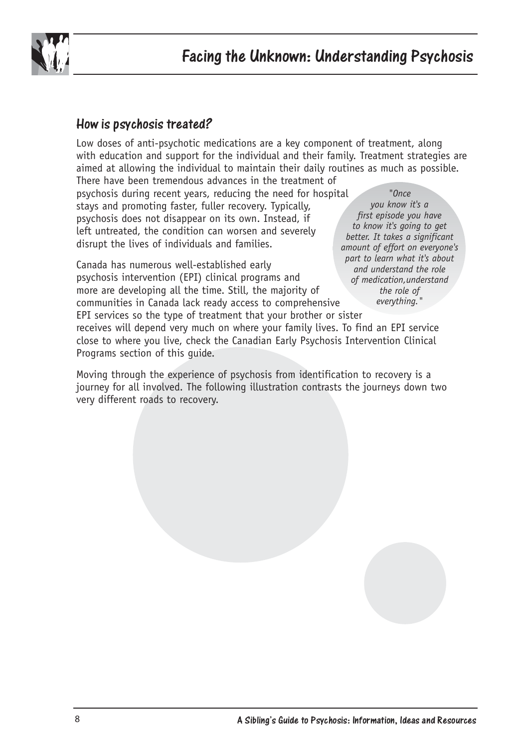## How is psychosis treated?

Low doses of anti-psychotic medications are a key component of treatment, along with education and support for the individual and their family. Treatment strategies are aimed at allowing the individual to maintain their daily routines as much as possible. There have been tremendous advances in the treatment of psychosis during recent years, reducing the need for hospital stays and promoting faster, fuller recovery. Typically, psychosis does not disappear on its own. Instead, if left untreated, the condition can worsen and severely disrupt the lives of individuals and families.

> *"Once you know it's a first episode you have to know it's going to get better. It takes a significant amount of effort on everyone's part to learn what it's about and understand the role of medication, understand the role of everything."*

Canada has numerous well-established early psychosis intervention (EPI) clinical programs and more are developing all the time. Still, the majority of communities in Canada lack ready access to comprehensive EPI services so the type of treatment that your brother or sister receives will depend very much on where your family lives. To find an EPI service close to where you live, check the Canadian Early Psychosis Intervention Clinical Programs section of this guide.

Moving through the experience of psychosis from identification to recovery is a journey for all involved. The following illustration contrasts the journeys down two very different roads to recovery.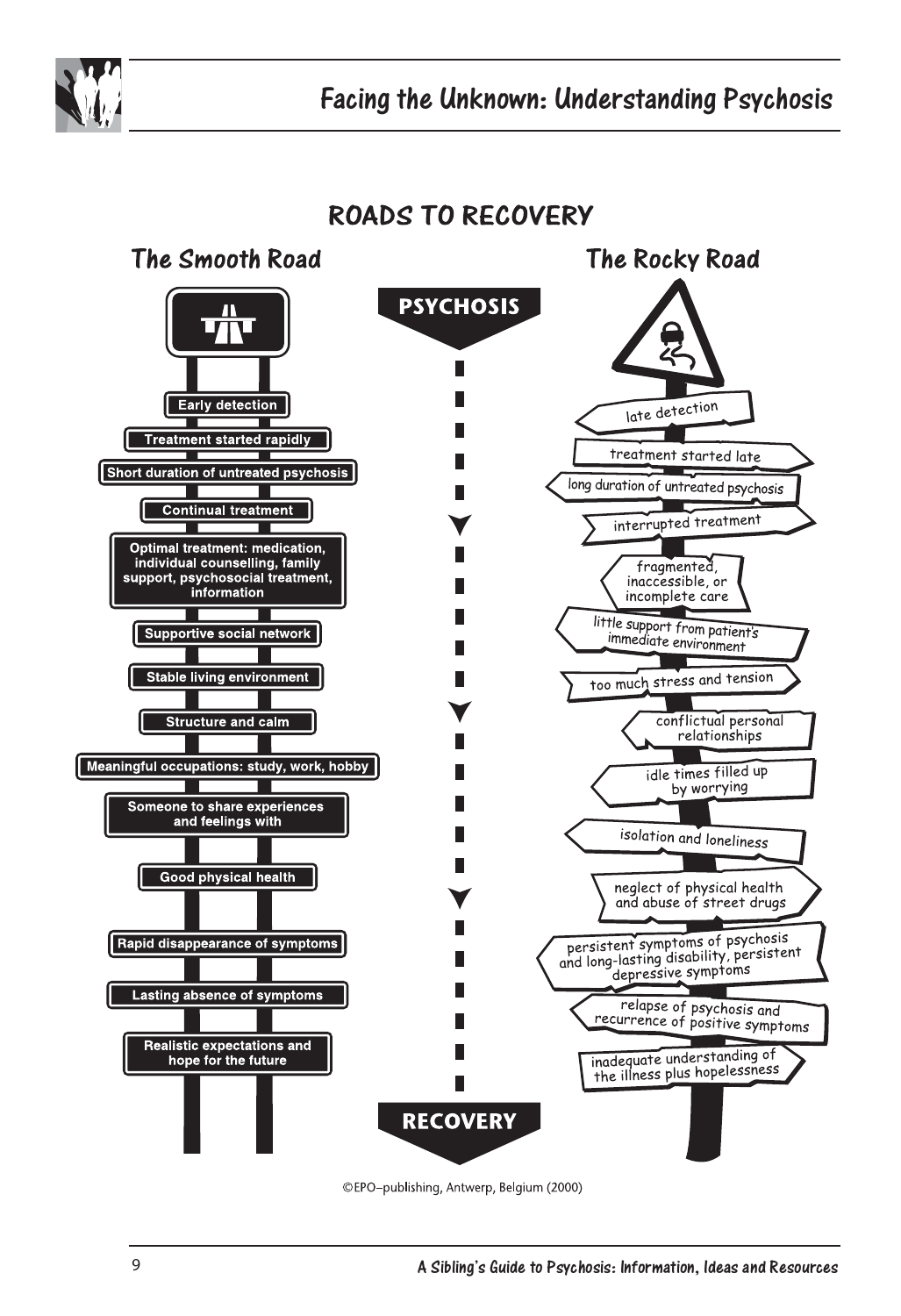# ROADS TO RECOVERY

**PSYCHOSIS** → **RECOVERY**

## The Smooth Road

- Early detection
- Treatment started rapidly
- Short duration of untreated psychosis
- Continual treatment
- Optimal treatment: medication, individual counselling, family support, psychosocial treatment, information
- Supportive social network
- Stable living environment
- Structure and calm
- Meaningful occupations: study, work, hobby
- Someone to share experiences and feelings with
- Good physical health
- Rapid disappearance of symptoms
- Lasting absence of symptoms
- Realistic expectations and hope for the future

## The Rocky Road

- late detection
- treatment started late
- long duration of untreated psychosis
- interrupted treatment
- fragmented, inaccessible, or incomplete care
- little support from patient's immediate environment
- too much stress and tension
- conflictual personal relationships
- idle times filled up by worrying
- isolation and loneliness
- neglect of physical health and abuse of street drugs
- persistent symptoms of psychosis and long-lasting disability, persistent depressive symptoms
- relapse of psychosis and recurrence of positive symptoms
- inadequate understanding of the illness plus hopelessness

©EPO–publishing, Antwerp, Belgium (2000)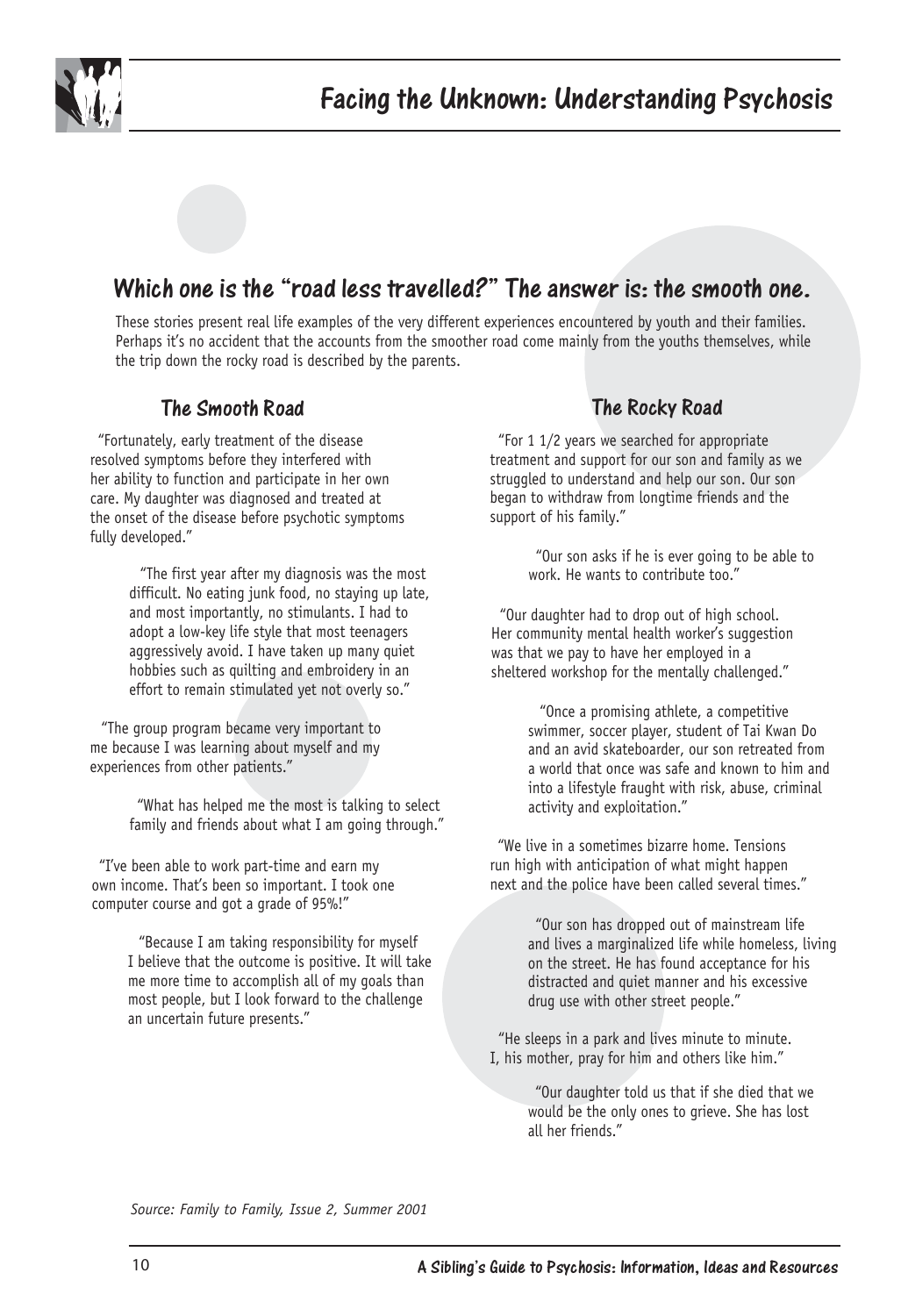## Which one is the "road less travelled?" The answer is: the smooth one.

These stories present real life examples of the very different experiences encountered by youth and their families. Perhaps it's no accident that the accounts from the smoother road come mainly from the youths themselves, while the trip down the rocky road is described by the parents.

### The Smooth Road

"Fortunately, early treatment of the disease resolved symptoms before they interfered with her ability to function and participate in her own care. My daughter was diagnosed and treated at the onset of the disease before psychotic symptoms fully developed."

"The first year after my diagnosis was the most difficult. No eating junk food, no staying up late, and most importantly, no stimulants. I had to adopt a low-key life style that most teenagers aggressively avoid. I have taken up many quiet hobbies such as quilting and embroidery in an effort to remain stimulated yet not overly so."

"The group program became very important to me because I was learning about myself and my experiences from other patients."

"What has helped me the most is talking to select family and friends about what I am going through."

"I've been able to work part-time and earn my own income. That's been so important. I took one computer course and got a grade of 95%!"

"Because I am taking responsibility for myself I believe that the outcome is positive. It will take me more time to accomplish all of my goals than most people, but I look forward to the challenge an uncertain future presents."

### The Rocky Road

"For 1 1/2 years we searched for appropriate treatment and support for our son and family as we struggled to understand and help our son. Our son began to withdraw from longtime friends and the support of his family."

"Our son asks if he is ever going to be able to work. He wants to contribute too."

"Our daughter had to drop out of high school. Her community mental health worker's suggestion was that we pay to have her employed in a sheltered workshop for the mentally challenged."

"Once a promising athlete, a competitive swimmer, soccer player, student of Tai Kwan Do and an avid skateboarder, our son retreated from a world that once was safe and known to him and into a lifestyle fraught with risk, abuse, criminal activity and exploitation."

"We live in a sometimes bizarre home. Tensions run high with anticipation of what might happen next and the police have been called several times."

"Our son has dropped out of mainstream life and lives a marginalized life while homeless, living on the street. He has found acceptance for his distracted and quiet manner and his excessive drug use with other street people."

"He sleeps in a park and lives minute to minute. I, his mother, pray for him and others like him."

"Our daughter told us that if she died that we would be the only ones to grieve. She has lost all her friends."

*Source: Family to Family, Issue 2, Summer 2001*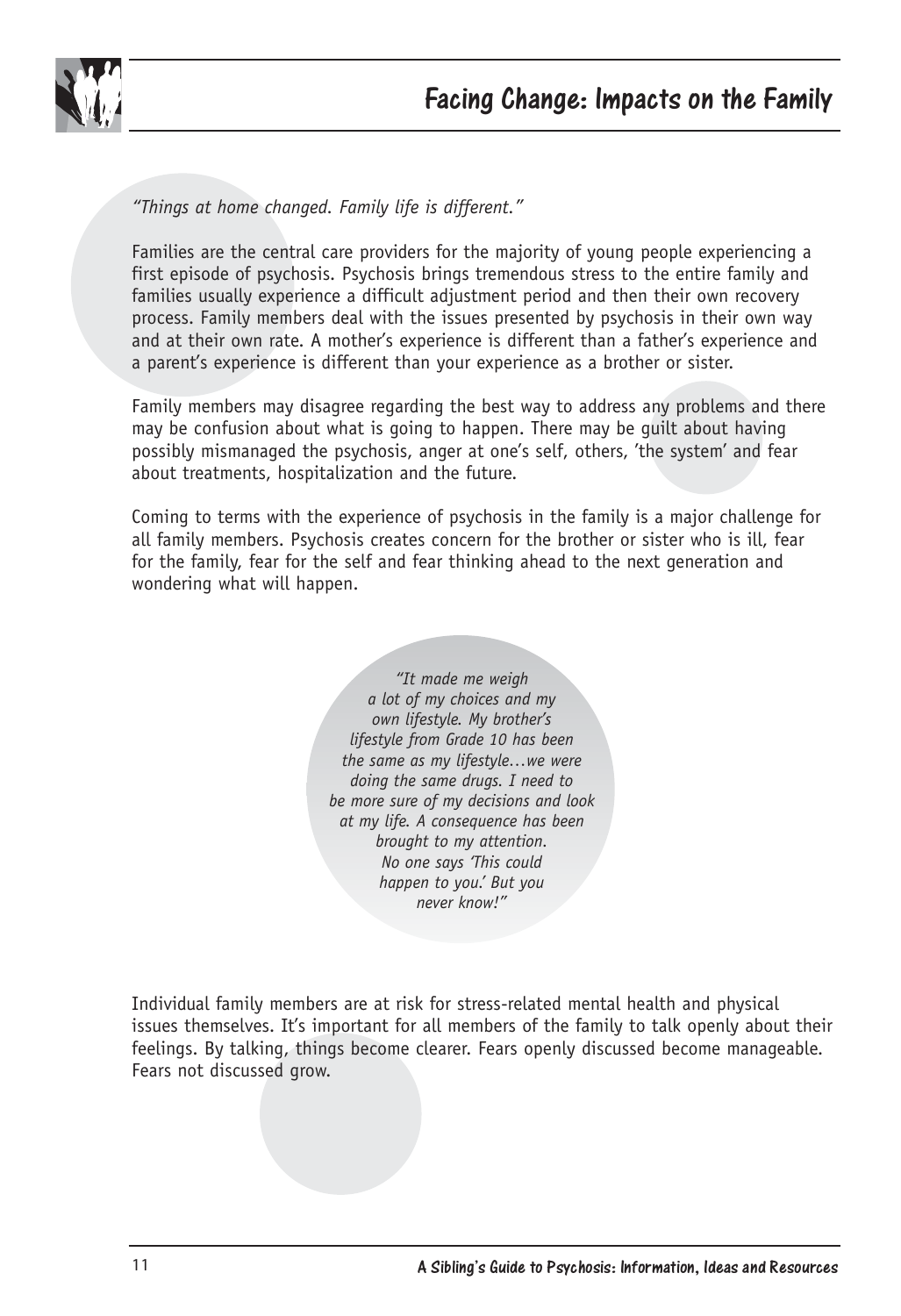# Facing Change: Impacts on the Family

*"Things at home changed. Family life is different."*

Families are the central care providers for the majority of young people experiencing a first episode of psychosis. Psychosis brings tremendous stress to the entire family and families usually experience a difficult adjustment period and then their own recovery process. Family members deal with the issues presented by psychosis in their own way and at their own rate. A mother's experience is different than a father's experience and a parent's experience is different than your experience as a brother or sister.

Family members may disagree regarding the best way to address any problems and there may be confusion about what is going to happen. There may be guilt about having possibly mismanaged the psychosis, anger at one's self, others, 'the system' and fear about treatments, hospitalization and the future.

Coming to terms with the experience of psychosis in the family is a major challenge for all family members. Psychosis creates concern for the brother or sister who is ill, fear for the family, fear for the self and fear thinking ahead to the next generation and wondering what will happen.

*"It made me weigh a lot of my choices and my own lifestyle. My brother's lifestyle from Grade 10 has been the same as my lifestyle…we were doing the same drugs. I need to be more sure of my decisions and look at my life. A consequence has been brought to my attention. No one says 'This could happen to you.' But you never know!"*

Individual family members are at risk for stress-related mental health and physical issues themselves. It's important for all members of the family to talk openly about their feelings. By talking, things become clearer. Fears openly discussed become manageable. Fears not discussed grow.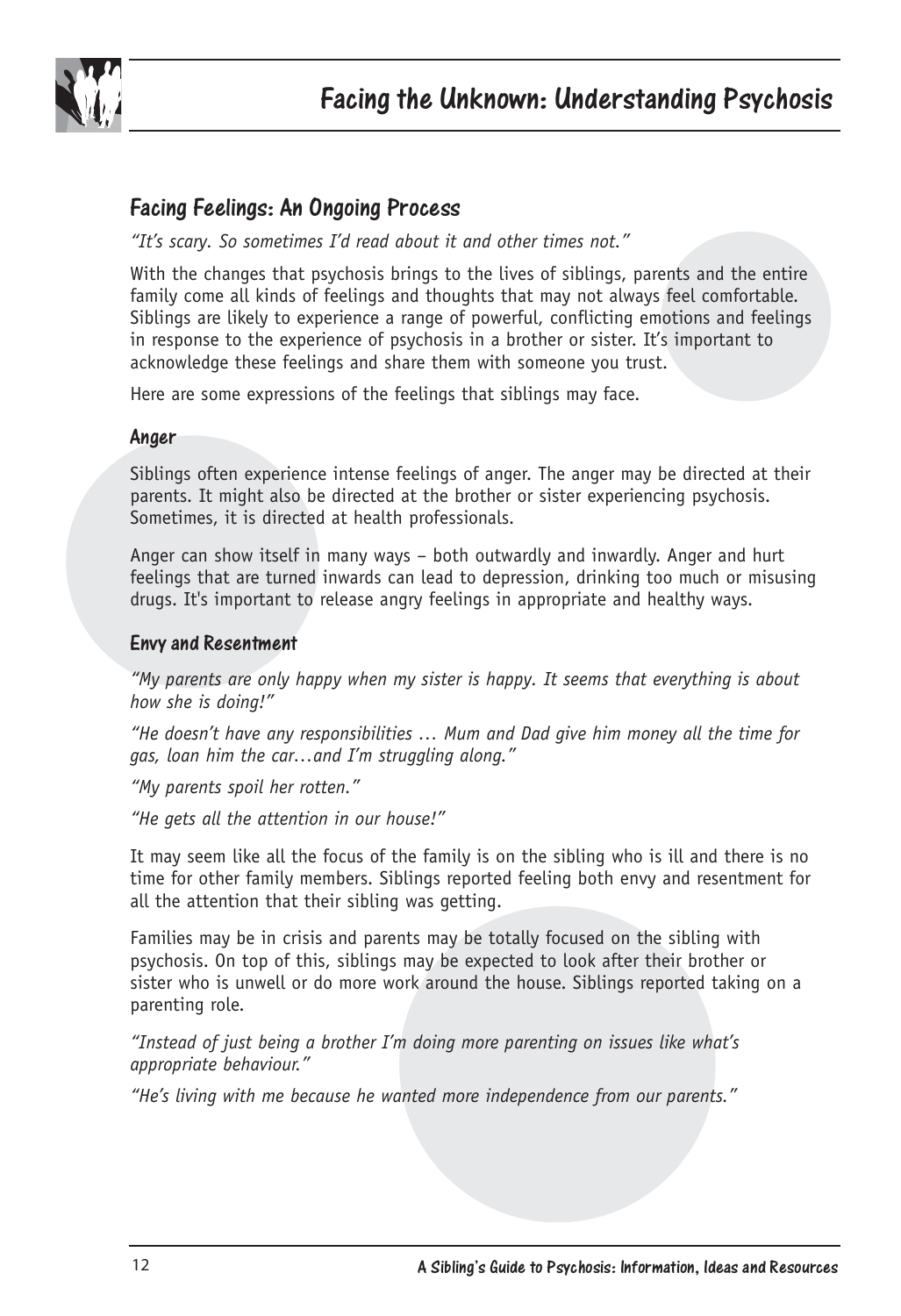## Facing Feelings: An Ongoing Process

*"It's scary. So sometimes I'd read about it and other times not."*

With the changes that psychosis brings to the lives of siblings, parents and the entire family come all kinds of feelings and thoughts that may not always feel comfortable. Siblings are likely to experience a range of powerful, conflicting emotions and feelings in response to the experience of psychosis in a brother or sister. It's important to acknowledge these feelings and share them with someone you trust.

Here are some expressions of the feelings that siblings may face.

### Anger

Siblings often experience intense feelings of anger. The anger may be directed at their parents. It might also be directed at the brother or sister experiencing psychosis. Sometimes, it is directed at health professionals.

Anger can show itself in many ways – both outwardly and inwardly. Anger and hurt feelings that are turned inwards can lead to depression, drinking too much or misusing drugs. It's important to release angry feelings in appropriate and healthy ways.

### Envy and Resentment

*"My parents are only happy when my sister is happy. It seems that everything is about how she is doing!"*

*"He doesn't have any responsibilities … Mum and Dad give him money all the time for gas, loan him the car…and I'm struggling along."*

*"My parents spoil her rotten."*

*"He gets all the attention in our house!"*

It may seem like all the focus of the family is on the sibling who is ill and there is no time for other family members. Siblings reported feeling both envy and resentment for all the attention that their sibling was getting.

Families may be in crisis and parents may be totally focused on the sibling with psychosis. On top of this, siblings may be expected to look after their brother or sister who is unwell or do more work around the house. Siblings reported taking on a parenting role.

*"Instead of just being a brother I'm doing more parenting on issues like what's appropriate behaviour."*

*"He's living with me because he wanted more independence from our parents."*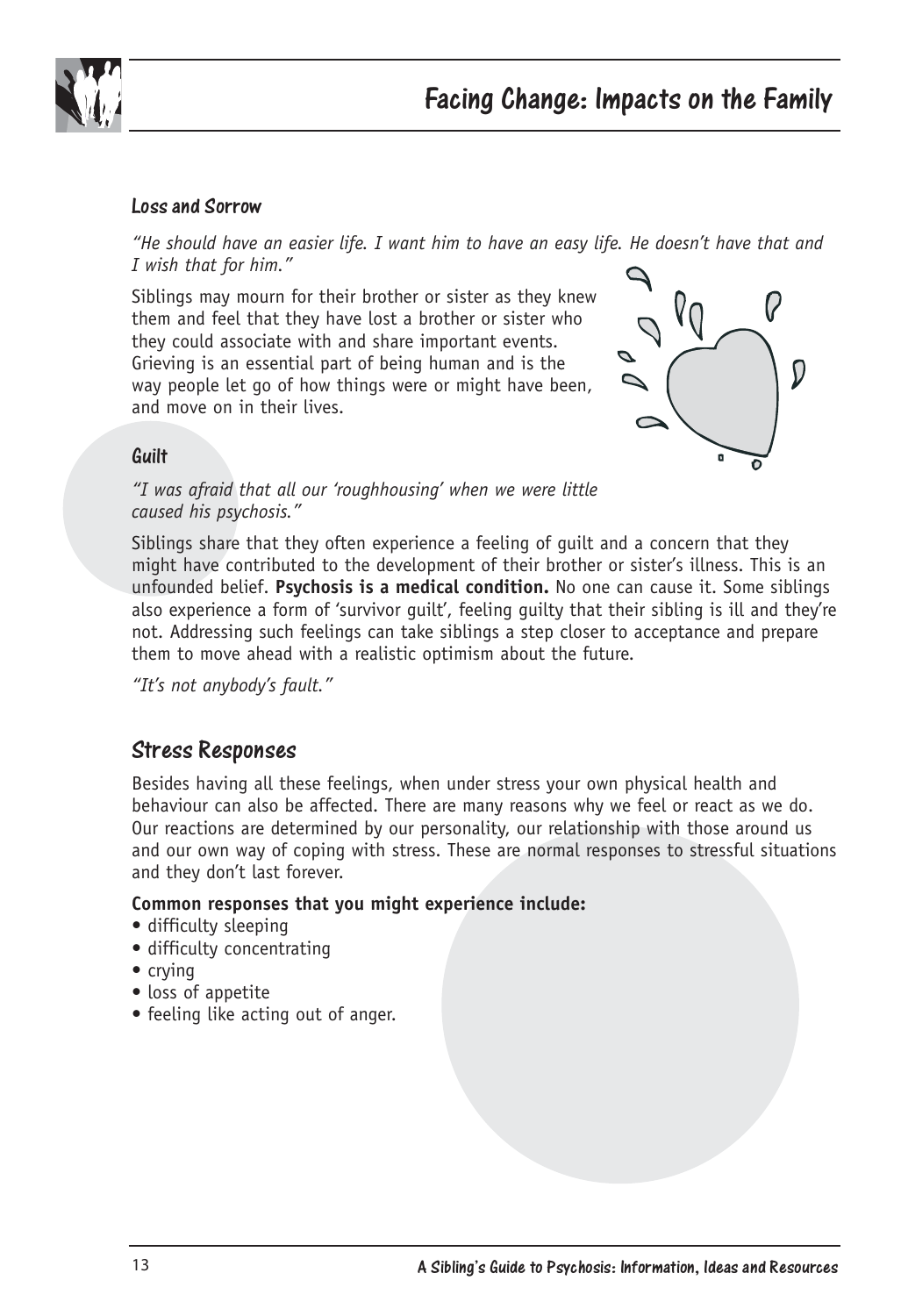### Loss and Sorrow

*"He should have an easier life. I want him to have an easy life. He doesn't have that and I wish that for him."*

Siblings may mourn for their brother or sister as they knew them and feel that they have lost a brother or sister who they could associate with and share important events. Grieving is an essential part of being human and is the way people let go of how things were or might have been, and move on in their lives.

### Guilt

*"I was afraid that all our 'roughhousing' when we were little caused his psychosis."*

Siblings share that they often experience a feeling of guilt and a concern that they might have contributed to the development of their brother or sister's illness. This is an unfounded belief. **Psychosis is a medical condition.** No one can cause it. Some siblings also experience a form of 'survivor guilt', feeling guilty that their sibling is ill and they're not. Addressing such feelings can take siblings a step closer to acceptance and prepare them to move ahead with a realistic optimism about the future.

*"It's not anybody's fault."*

## Stress Responses

Besides having all these feelings, when under stress your own physical health and behaviour can also be affected. There are many reasons why we feel or react as we do. Our reactions are determined by our personality, our relationship with those around us and our own way of coping with stress. These are normal responses to stressful situations and they don't last forever.

**Common responses that you might experience include:**

- difficulty sleeping
- difficulty concentrating
- crying
- loss of appetite
- feeling like acting out of anger.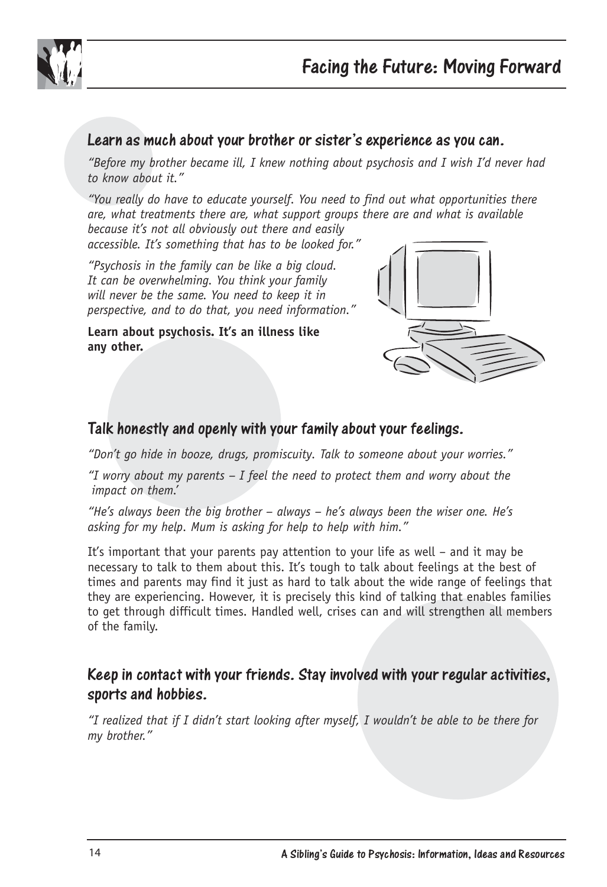# Facing the Future: Moving Forward

## Learn as much about your brother or sister's experience as you can.

*"Before my brother became ill, I knew nothing about psychosis and I wish I'd never had to know about it."*

*"You really do have to educate yourself. You need to find out what opportunities there are, what treatments there are, what support groups there are and what is available because it's not all obviously out there and easily accessible. It's something that has to be looked for."*

*"Psychosis in the family can be like a big cloud. It can be overwhelming. You think your family will never be the same. You need to keep it in perspective, and to do that, you need information."*

**Learn about psychosis. It's an illness like any other.**

## Talk honestly and openly with your family about your feelings.

*"Don't go hide in booze, drugs, promiscuity. Talk to someone about your worries."*

*"I worry about my parents – I feel the need to protect them and worry about the impact on them.'*

*"He's always been the big brother – always – he's always been the wiser one. He's asking for my help. Mum is asking for help to help with him."*

It's important that your parents pay attention to your life as well – and it may be necessary to talk to them about this. It's tough to talk about feelings at the best of times and parents may find it just as hard to talk about the wide range of feelings that they are experiencing. However, it is precisely this kind of talking that enables families to get through difficult times. Handled well, crises can and will strengthen all members of the family.

## Keep in contact with your friends. Stay involved with your regular activities, sports and hobbies.

*"I realized that if I didn't start looking after myself, I wouldn't be able to be there for my brother."*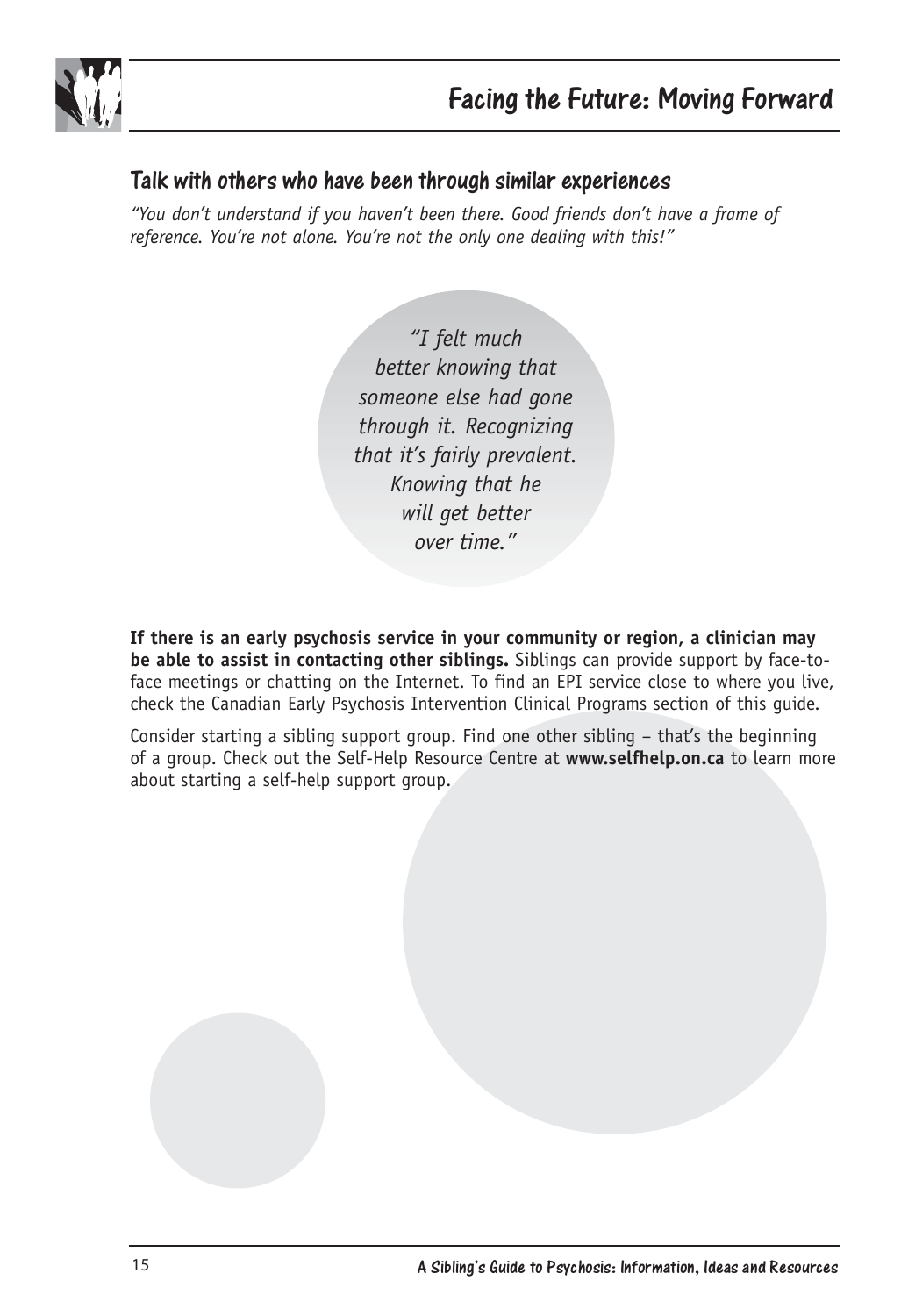## Talk with others who have been through similar experiences

*"You don't understand if you haven't been there. Good friends don't have a frame of reference. You're not alone. You're not the only one dealing with this!"*

*"I felt much better knowing that someone else had gone through it. Recognizing that it's fairly prevalent. Knowing that he will get better over time."*

**If there is an early psychosis service in your community or region, a clinician may be able to assist in contacting other siblings.** Siblings can provide support by face-to-face meetings or chatting on the Internet. To find an EPI service close to where you live, check the Canadian Early Psychosis Intervention Clinical Programs section of this guide.

Consider starting a sibling support group. Find one other sibling – that's the beginning of a group. Check out the Self-Help Resource Centre at **www.selfhelp.on.ca** to learn more about starting a self-help support group.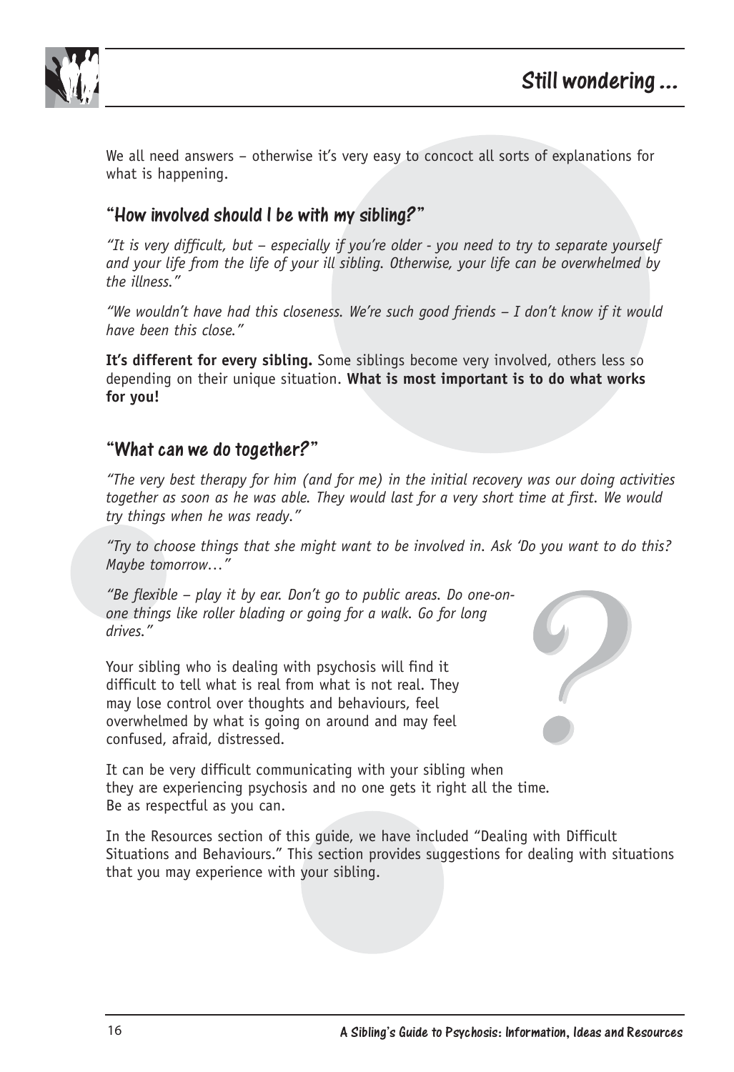# Still wondering ...

We all need answers – otherwise it's very easy to concoct all sorts of explanations for what is happening.

## "How involved should I be with my sibling?"

*"It is very difficult, but – especially if you're older - you need to try to separate yourself and your life from the life of your ill sibling. Otherwise, your life can be overwhelmed by the illness."*

*"We wouldn't have had this closeness. We're such good friends – I don't know if it would have been this close."*

**It's different for every sibling.** Some siblings become very involved, others less so depending on their unique situation. **What is most important is to do what works for you!**

## "What can we do together?"

*"The very best therapy for him (and for me) in the initial recovery was our doing activities together as soon as he was able. They would last for a very short time at first. We would try things when he was ready."*

*"Try to choose things that she might want to be involved in. Ask 'Do you want to do this? Maybe tomorrow…"*

*"Be flexible – play it by ear. Don't go to public areas. Do one-on-one things like roller blading or going for a walk. Go for long drives."*

Your sibling who is dealing with psychosis will find it difficult to tell what is real from what is not real. They may lose control over thoughts and behaviours, feel overwhelmed by what is going on around and may feel confused, afraid, distressed.

It can be very difficult communicating with your sibling when they are experiencing psychosis and no one gets it right all the time. Be as respectful as you can.

In the Resources section of this guide, we have included "Dealing with Difficult Situations and Behaviours." This section provides suggestions for dealing with situations that you may experience with your sibling.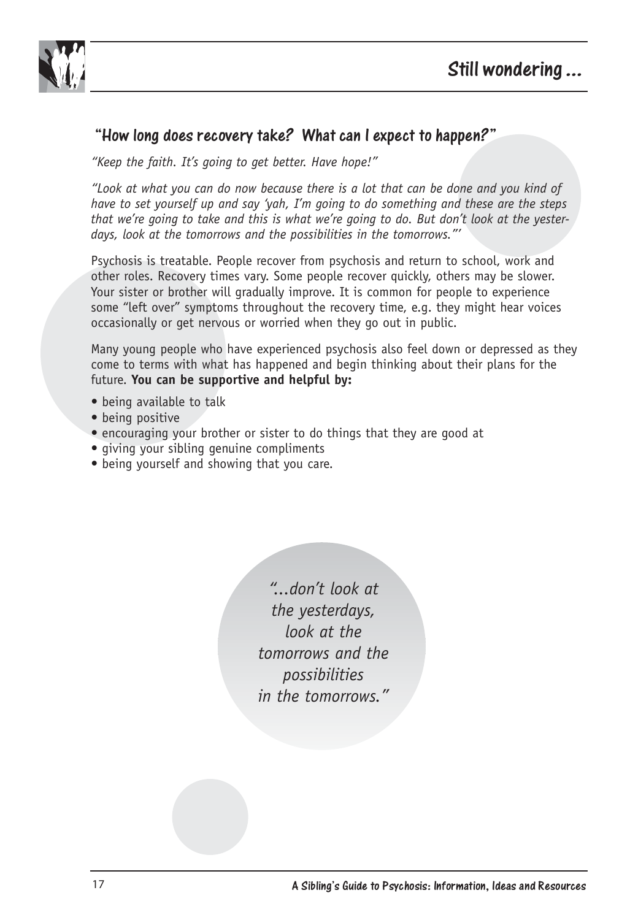## "How long does recovery take? What can I expect to happen?"

*"Keep the faith. It's going to get better. Have hope!"*

*"Look at what you can do now because there is a lot that can be done and you kind of have to set yourself up and say 'yah, I'm going to do something and these are the steps that we're going to take and this is what we're going to do. But don't look at the yesterdays, look at the tomorrows and the possibilities in the tomorrows."'*

Psychosis is treatable. People recover from psychosis and return to school, work and other roles. Recovery times vary. Some people recover quickly, others may be slower. Your sister or brother will gradually improve. It is common for people to experience some "left over" symptoms throughout the recovery time, e.g. they might hear voices occasionally or get nervous or worried when they go out in public.

Many young people who have experienced psychosis also feel down or depressed as they come to terms with what has happened and begin thinking about their plans for the future. **You can be supportive and helpful by:**

- being available to talk
- being positive
- encouraging your brother or sister to do things that they are good at
- giving your sibling genuine compliments
- being yourself and showing that you care.

*"...don't look at the yesterdays, look at the tomorrows and the possibilities in the tomorrows."*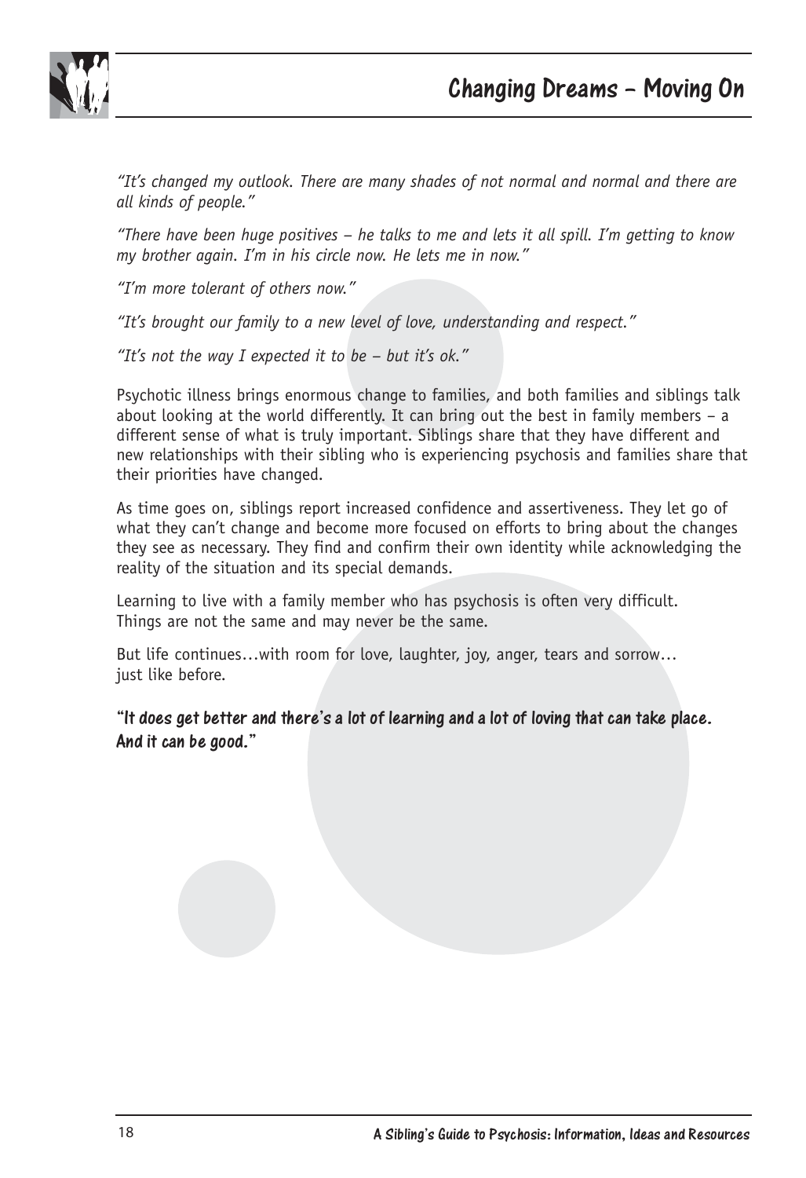# Changing Dreams – Moving On

*"It's changed my outlook. There are many shades of not normal and normal and there are all kinds of people."*

*"There have been huge positives – he talks to me and lets it all spill. I'm getting to know my brother again. I'm in his circle now. He lets me in now."*

*"I'm more tolerant of others now."*

*"It's brought our family to a new level of love, understanding and respect."*

*"It's not the way I expected it to be – but it's ok."*

Psychotic illness brings enormous change to families, and both families and siblings talk about looking at the world differently. It can bring out the best in family members – a different sense of what is truly important. Siblings share that they have different and new relationships with their sibling who is experiencing psychosis and families share that their priorities have changed.

As time goes on, siblings report increased confidence and assertiveness. They let go of what they can't change and become more focused on efforts to bring about the changes they see as necessary. They find and confirm their own identity while acknowledging the reality of the situation and its special demands.

Learning to live with a family member who has psychosis is often very difficult. Things are not the same and may never be the same.

But life continues…with room for love, laughter, joy, anger, tears and sorrow… just like before.

**"It does get better and there's a lot of learning and a lot of loving that can take place. And it can be good."**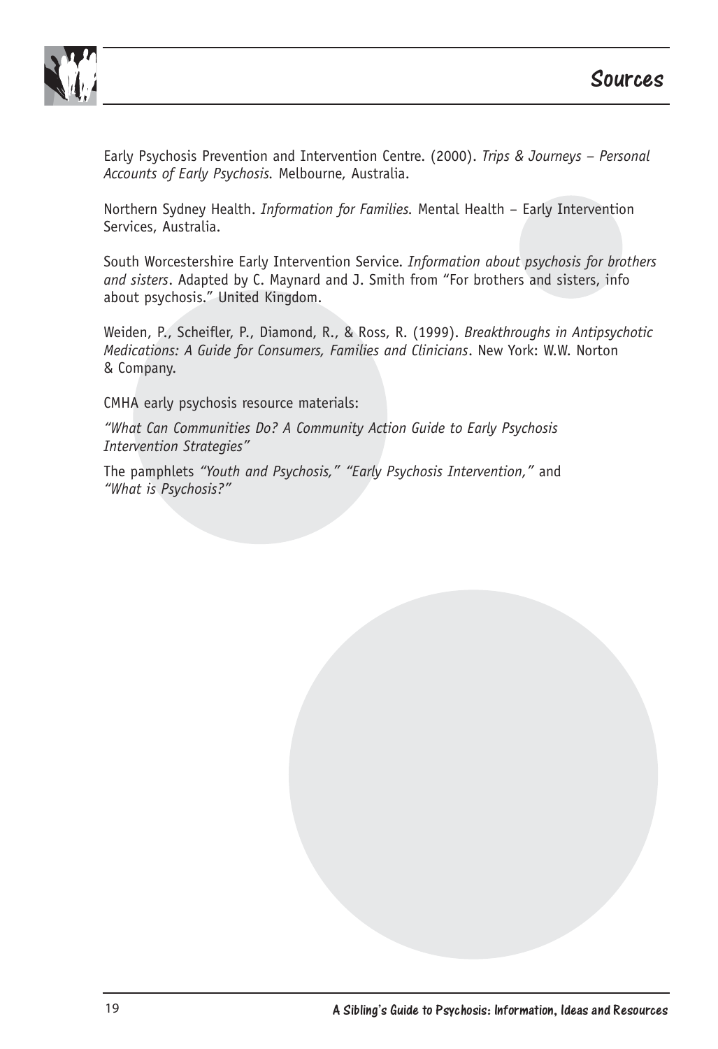# Sources

Early Psychosis Prevention and Intervention Centre. (2000). *Trips & Journeys – Personal Accounts of Early Psychosis.* Melbourne, Australia.

Northern Sydney Health. *Information for Families.* Mental Health – Early Intervention Services, Australia.

South Worcestershire Early Intervention Service. *Information about psychosis for brothers and sisters*. Adapted by C. Maynard and J. Smith from "For brothers and sisters, info about psychosis." United Kingdom.

Weiden, P., Scheifler, P., Diamond, R., & Ross, R. (1999). *Breakthroughs in Antipsychotic Medications: A Guide for Consumers, Families and Clinicians*. New York: W.W. Norton & Company.

CMHA early psychosis resource materials:

*"What Can Communities Do? A Community Action Guide to Early Psychosis Intervention Strategies"*

The pamphlets *"Youth and Psychosis," "Early Psychosis Intervention,"* and *"What is Psychosis?"*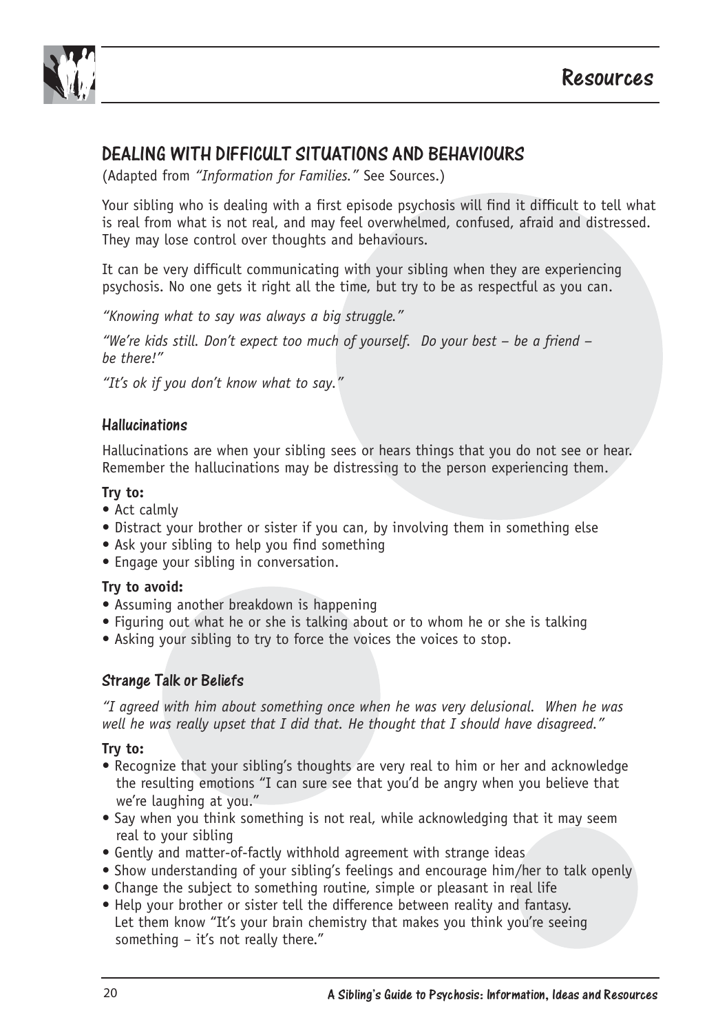## DEALING WITH DIFFICULT SITUATIONS AND BEHAVIOURS

(Adapted from *"Information for Families."* See Sources.)

Your sibling who is dealing with a first episode psychosis will find it difficult to tell what is real from what is not real, and may feel overwhelmed, confused, afraid and distressed. They may lose control over thoughts and behaviours.

It can be very difficult communicating with your sibling when they are experiencing psychosis. No one gets it right all the time, but try to be as respectful as you can.

*"Knowing what to say was always a big struggle."*

*"We're kids still. Don't expect too much of yourself. Do your best – be a friend – be there!"*

*"It's ok if you don't know what to say."*

### Hallucinations

Hallucinations are when your sibling sees or hears things that you do not see or hear. Remember the hallucinations may be distressing to the person experiencing them.

**Try to:**

- Act calmly
- Distract your brother or sister if you can, by involving them in something else
- Ask your sibling to help you find something
- Engage your sibling in conversation.

**Try to avoid:**

- Assuming another breakdown is happening
- Figuring out what he or she is talking about or to whom he or she is talking
- Asking your sibling to try to force the voices the voices to stop.

### Strange Talk or Beliefs

*"I agreed with him about something once when he was very delusional. When he was well he was really upset that I did that. He thought that I should have disagreed."*

**Try to:**

- Recognize that your sibling's thoughts are very real to him or her and acknowledge the resulting emotions "I can sure see that you'd be angry when you believe that we're laughing at you."
- Say when you think something is not real, while acknowledging that it may seem real to your sibling
- Gently and matter-of-factly withhold agreement with strange ideas
- Show understanding of your sibling's feelings and encourage him/her to talk openly
- Change the subject to something routine, simple or pleasant in real life
- Help your brother or sister tell the difference between reality and fantasy. Let them know "It's your brain chemistry that makes you think you're seeing something – it's not really there."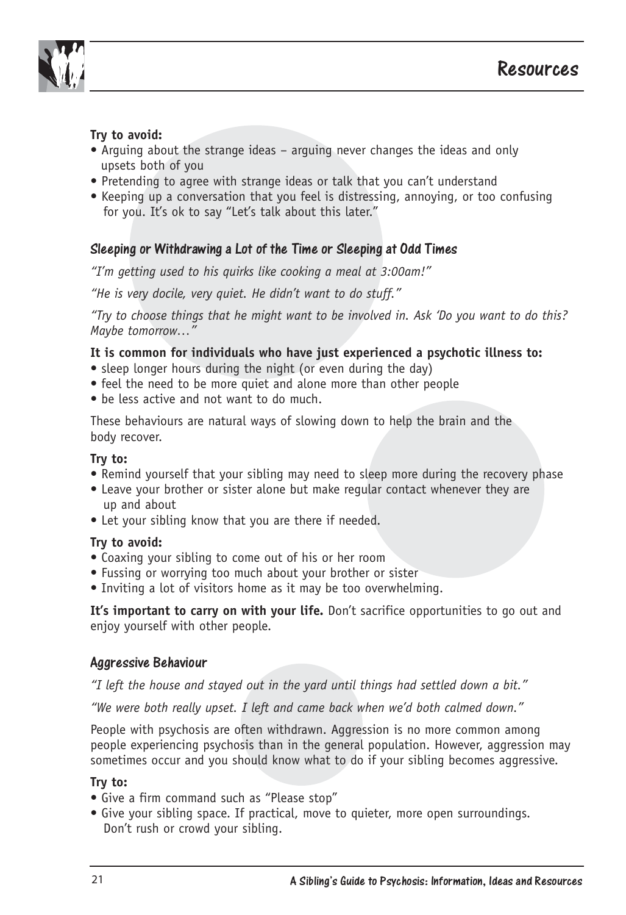**Try to avoid:**

- Arguing about the strange ideas – arguing never changes the ideas and only upsets both of you
- Pretending to agree with strange ideas or talk that you can't understand
- Keeping up a conversation that you feel is distressing, annoying, or too confusing for you. It's ok to say "Let's talk about this later."

### Sleeping or Withdrawing a Lot of the Time or Sleeping at Odd Times

*"I'm getting used to his quirks like cooking a meal at 3:00am!"*

*"He is very docile, very quiet. He didn't want to do stuff."*

*"Try to choose things that he might want to be involved in. Ask 'Do you want to do this? Maybe tomorrow…"*

**It is common for individuals who have just experienced a psychotic illness to:**

- sleep longer hours during the night (or even during the day)
- feel the need to be more quiet and alone more than other people
- be less active and not want to do much.

These behaviours are natural ways of slowing down to help the brain and the body recover.

**Try to:**

- Remind yourself that your sibling may need to sleep more during the recovery phase
- Leave your brother or sister alone but make regular contact whenever they are up and about
- Let your sibling know that you are there if needed.

**Try to avoid:**

- Coaxing your sibling to come out of his or her room
- Fussing or worrying too much about your brother or sister
- Inviting a lot of visitors home as it may be too overwhelming.

**It's important to carry on with your life.** Don't sacrifice opportunities to go out and enjoy yourself with other people.

### Aggressive Behaviour

*"I left the house and stayed out in the yard until things had settled down a bit."*

*"We were both really upset. I left and came back when we'd both calmed down."*

People with psychosis are often withdrawn. Aggression is no more common among people experiencing psychosis than in the general population. However, aggression may sometimes occur and you should know what to do if your sibling becomes aggressive.

**Try to:**

- Give a firm command such as "Please stop"
- Give your sibling space. If practical, move to quieter, more open surroundings. Don't rush or crowd your sibling.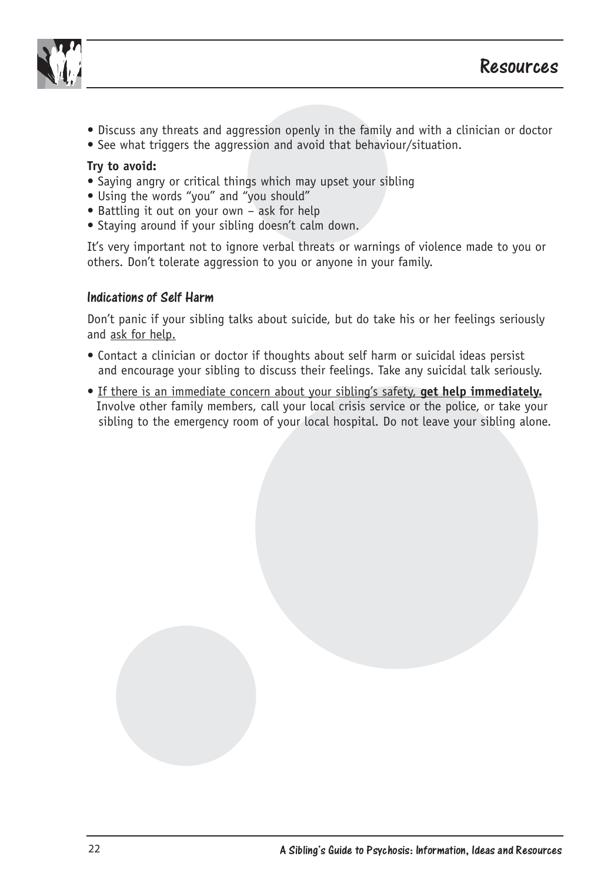- Discuss any threats and aggression openly in the family and with a clinician or doctor
- See what triggers the aggression and avoid that behaviour/situation.

**Try to avoid:**

- Saying angry or critical things which may upset your sibling
- Using the words "you" and "you should"
- Battling it out on your own – ask for help
- Staying around if your sibling doesn't calm down.

It's very important not to ignore verbal threats or warnings of violence made to you or others. Don't tolerate aggression to you or anyone in your family.

### Indications of Self Harm

Don't panic if your sibling talks about suicide, but do take his or her feelings seriously and <u>ask for help.</u>

- Contact a clinician or doctor if thoughts about self harm or suicidal ideas persist and encourage your sibling to discuss their feelings. Take any suicidal talk seriously.
- <u>If there is an immediate concern about your sibling's safety, **get help immediately.**</u> Involve other family members, call your local crisis service or the police, or take your sibling to the emergency room of your local hospital. Do not leave your sibling alone.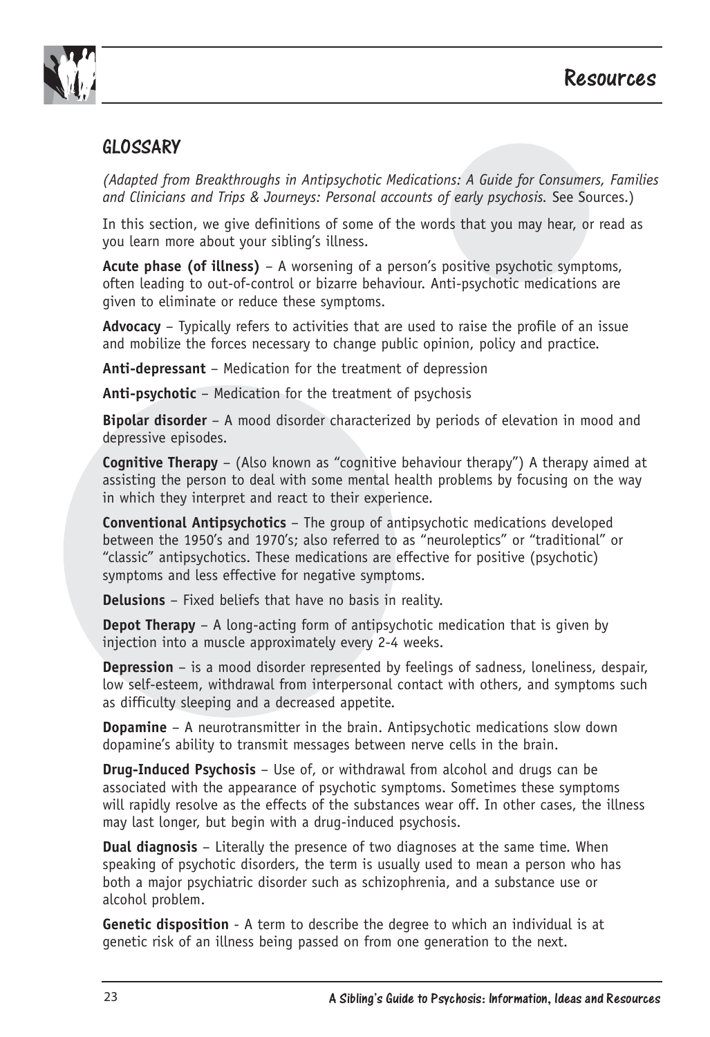## GLOSSARY

*(Adapted from Breakthroughs in Antipsychotic Medications: A Guide for Consumers, Families and Clinicians and Trips & Journeys: Personal accounts of early psychosis.* See Sources.)

In this section, we give definitions of some of the words that you may hear, or read as you learn more about your sibling's illness.

**Acute phase (of illness)** – A worsening of a person's positive psychotic symptoms, often leading to out-of-control or bizarre behaviour. Anti-psychotic medications are given to eliminate or reduce these symptoms.

**Advocacy** – Typically refers to activities that are used to raise the profile of an issue and mobilize the forces necessary to change public opinion, policy and practice.

**Anti-depressant** – Medication for the treatment of depression

**Anti-psychotic** – Medication for the treatment of psychosis

**Bipolar disorder** – A mood disorder characterized by periods of elevation in mood and depressive episodes.

**Cognitive Therapy** – (Also known as "cognitive behaviour therapy") A therapy aimed at assisting the person to deal with some mental health problems by focusing on the way in which they interpret and react to their experience.

**Conventional Antipsychotics** – The group of antipsychotic medications developed between the 1950's and 1970's; also referred to as "neuroleptics" or "traditional" or "classic" antipsychotics. These medications are effective for positive (psychotic) symptoms and less effective for negative symptoms.

**Delusions** – Fixed beliefs that have no basis in reality.

**Depot Therapy** – A long-acting form of antipsychotic medication that is given by injection into a muscle approximately every 2-4 weeks.

**Depression** – is a mood disorder represented by feelings of sadness, loneliness, despair, low self-esteem, withdrawal from interpersonal contact with others, and symptoms such as difficulty sleeping and a decreased appetite.

**Dopamine** – A neurotransmitter in the brain. Antipsychotic medications slow down dopamine's ability to transmit messages between nerve cells in the brain.

**Drug-Induced Psychosis** – Use of, or withdrawal from alcohol and drugs can be associated with the appearance of psychotic symptoms. Sometimes these symptoms will rapidly resolve as the effects of the substances wear off. In other cases, the illness may last longer, but begin with a drug-induced psychosis.

**Dual diagnosis** – Literally the presence of two diagnoses at the same time. When speaking of psychotic disorders, the term is usually used to mean a person who has both a major psychiatric disorder such as schizophrenia, and a substance use or alcohol problem.

**Genetic disposition** - A term to describe the degree to which an individual is at genetic risk of an illness being passed on from one generation to the next.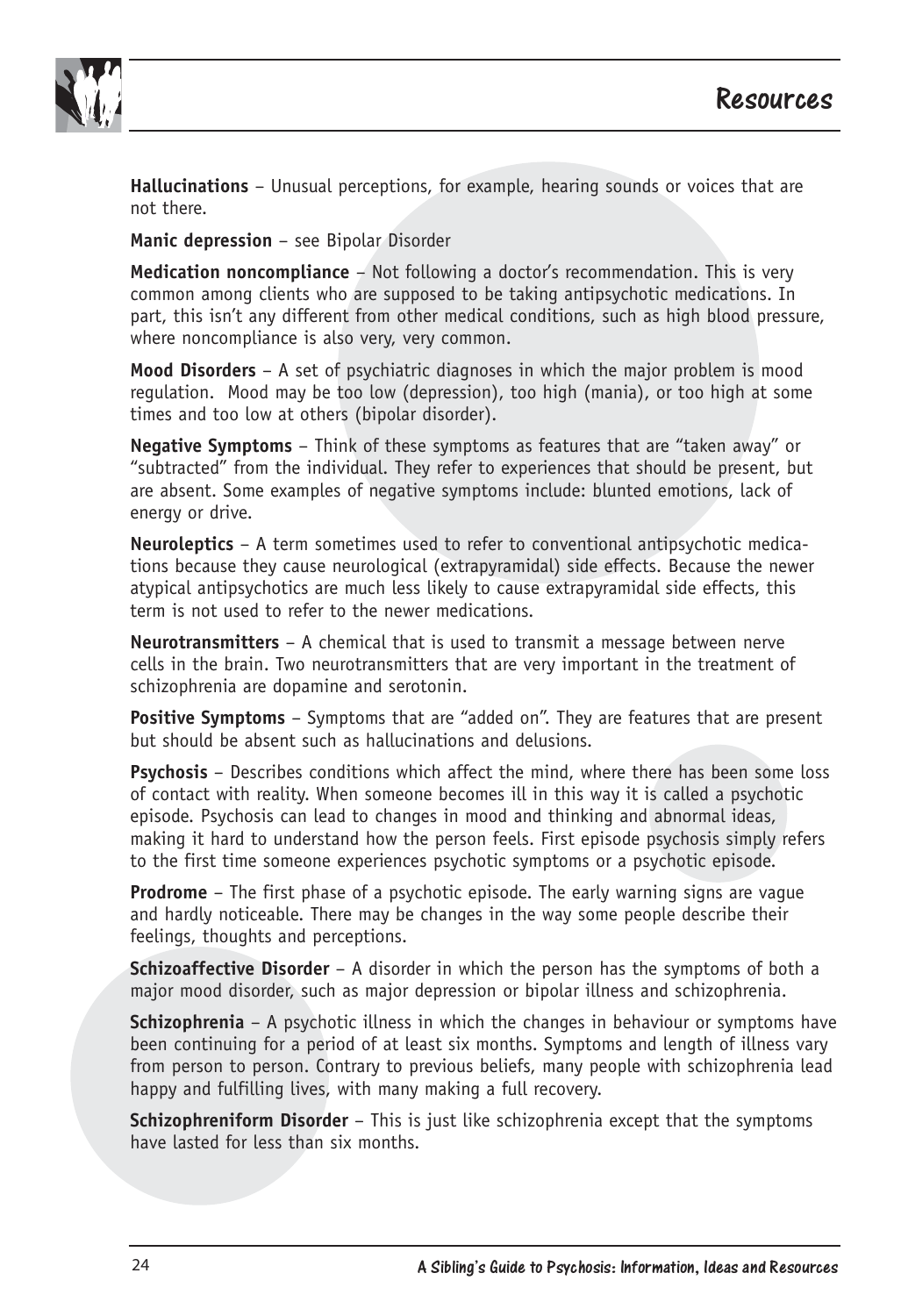**Hallucinations** – Unusual perceptions, for example, hearing sounds or voices that are not there.

**Manic depression** – see Bipolar Disorder

**Medication noncompliance** – Not following a doctor's recommendation. This is very common among clients who are supposed to be taking antipsychotic medications. In part, this isn't any different from other medical conditions, such as high blood pressure, where noncompliance is also very, very common.

**Mood Disorders** – A set of psychiatric diagnoses in which the major problem is mood regulation. Mood may be too low (depression), too high (mania), or too high at some times and too low at others (bipolar disorder).

**Negative Symptoms** – Think of these symptoms as features that are "taken away" or "subtracted" from the individual. They refer to experiences that should be present, but are absent. Some examples of negative symptoms include: blunted emotions, lack of energy or drive.

**Neuroleptics** – A term sometimes used to refer to conventional antipsychotic medications because they cause neurological (extrapyramidal) side effects. Because the newer atypical antipsychotics are much less likely to cause extrapyramidal side effects, this term is not used to refer to the newer medications.

**Neurotransmitters** – A chemical that is used to transmit a message between nerve cells in the brain. Two neurotransmitters that are very important in the treatment of schizophrenia are dopamine and serotonin.

**Positive Symptoms** – Symptoms that are "added on". They are features that are present but should be absent such as hallucinations and delusions.

**Psychosis** – Describes conditions which affect the mind, where there has been some loss of contact with reality. When someone becomes ill in this way it is called a psychotic episode. Psychosis can lead to changes in mood and thinking and abnormal ideas, making it hard to understand how the person feels. First episode psychosis simply refers to the first time someone experiences psychotic symptoms or a psychotic episode.

**Prodrome** – The first phase of a psychotic episode. The early warning signs are vague and hardly noticeable. There may be changes in the way some people describe their feelings, thoughts and perceptions.

**Schizoaffective Disorder** – A disorder in which the person has the symptoms of both a major mood disorder, such as major depression or bipolar illness and schizophrenia.

**Schizophrenia** – A psychotic illness in which the changes in behaviour or symptoms have been continuing for a period of at least six months. Symptoms and length of illness vary from person to person. Contrary to previous beliefs, many people with schizophrenia lead happy and fulfilling lives, with many making a full recovery.

**Schizophreniform Disorder** – This is just like schizophrenia except that the symptoms have lasted for less than six months.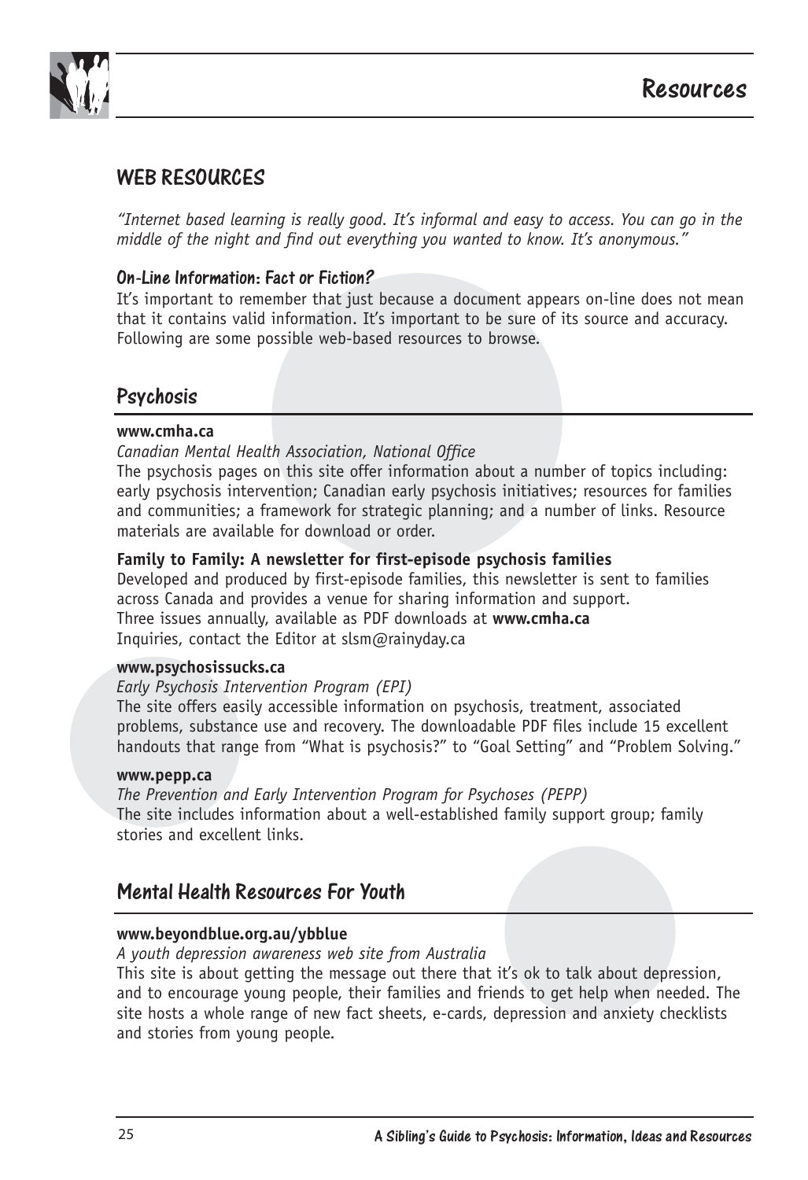# Resources

## WEB RESOURCES

*"Internet based learning is really good. It's informal and easy to access. You can go in the middle of the night and find out everything you wanted to know. It's anonymous."*

### On-Line Information: Fact or Fiction?

It's important to remember that just because a document appears on-line does not mean that it contains valid information. It's important to be sure of its source and accuracy. Following are some possible web-based resources to browse.

## Psychosis

**www.cmha.ca**

*Canadian Mental Health Association, National Office*

The psychosis pages on this site offer information about a number of topics including: early psychosis intervention; Canadian early psychosis initiatives; resources for families and communities; a framework for strategic planning; and a number of links. Resource materials are available for download or order.

**Family to Family: A newsletter for first-episode psychosis families**

Developed and produced by first-episode families, this newsletter is sent to families across Canada and provides a venue for sharing information and support.
Three issues annually, available as PDF downloads at **www.cmha.ca**
Inquiries, contact the Editor at slsm@rainyday.ca

**www.psychosissucks.ca**

*Early Psychosis Intervention Program (EPI)*

The site offers easily accessible information on psychosis, treatment, associated problems, substance use and recovery. The downloadable PDF files include 15 excellent handouts that range from "What is psychosis?" to "Goal Setting" and "Problem Solving."

**www.pepp.ca**

*The Prevention and Early Intervention Program for Psychoses (PEPP)*

The site includes information about a well-established family support group; family stories and excellent links.

## Mental Health Resources For Youth

**www.beyondblue.org.au/ybblue**

*A youth depression awareness web site from Australia*

This site is about getting the message out there that it's ok to talk about depression, and to encourage young people, their families and friends to get help when needed. The site hosts a whole range of new fact sheets, e-cards, depression and anxiety checklists and stories from young people.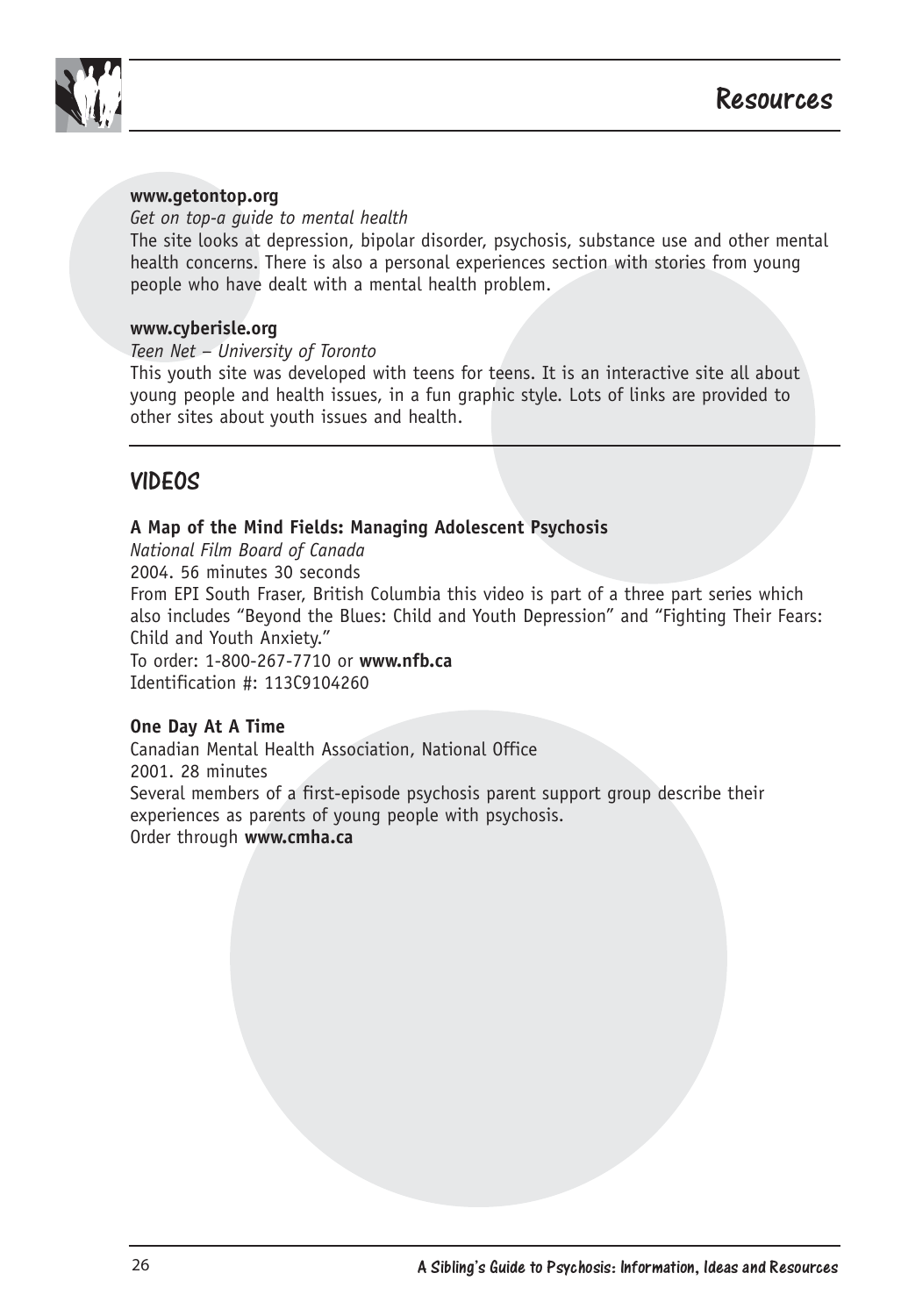**www.getontop.org**

*Get on top-a guide to mental health*

The site looks at depression, bipolar disorder, psychosis, substance use and other mental health concerns. There is also a personal experiences section with stories from young people who have dealt with a mental health problem.

**www.cyberisle.org**

*Teen Net – University of Toronto*

This youth site was developed with teens for teens. It is an interactive site all about young people and health issues, in a fun graphic style. Lots of links are provided to other sites about youth issues and health.

## VIDEOS

**A Map of the Mind Fields: Managing Adolescent Psychosis**

*National Film Board of Canada*

2004. 56 minutes 30 seconds

From EPI South Fraser, British Columbia this video is part of a three part series which also includes "Beyond the Blues: Child and Youth Depression" and "Fighting Their Fears: Child and Youth Anxiety."

To order: 1-800-267-7710 or **www.nfb.ca**

Identification #: 113C9104260

**One Day At A Time**

Canadian Mental Health Association, National Office

2001. 28 minutes

Several members of a first-episode psychosis parent support group describe their experiences as parents of young people with psychosis.

Order through **www.cmha.ca**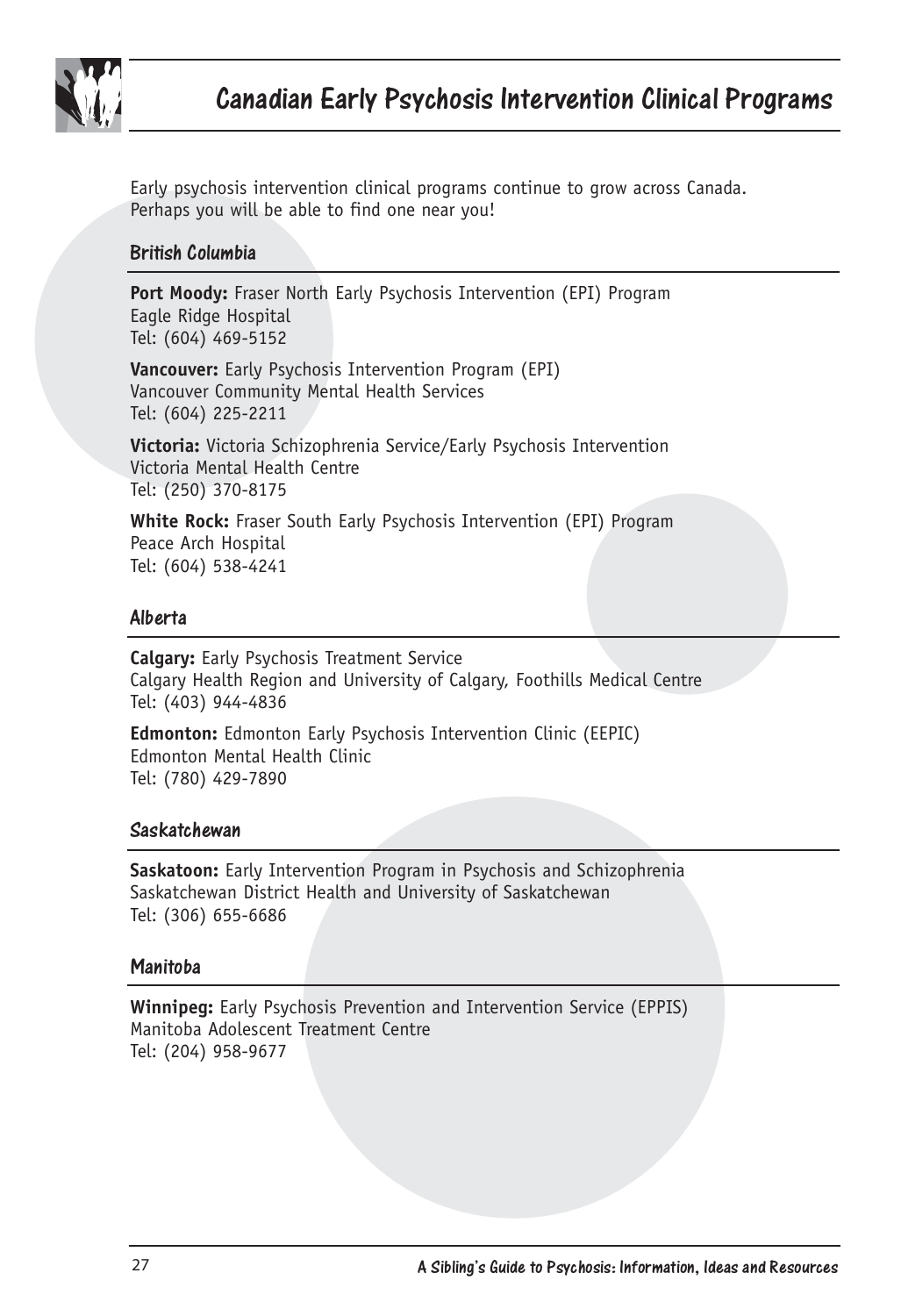# Canadian Early Psychosis Intervention Clinical Programs

Early psychosis intervention clinical programs continue to grow across Canada. Perhaps you will be able to find one near you!

## British Columbia

**Port Moody:** Fraser North Early Psychosis Intervention (EPI) Program
Eagle Ridge Hospital
Tel: (604) 469-5152

**Vancouver:** Early Psychosis Intervention Program (EPI)
Vancouver Community Mental Health Services
Tel: (604) 225-2211

**Victoria:** Victoria Schizophrenia Service/Early Psychosis Intervention
Victoria Mental Health Centre
Tel: (250) 370-8175

**White Rock:** Fraser South Early Psychosis Intervention (EPI) Program
Peace Arch Hospital
Tel: (604) 538-4241

## Alberta

**Calgary:** Early Psychosis Treatment Service
Calgary Health Region and University of Calgary, Foothills Medical Centre
Tel: (403) 944-4836

**Edmonton:** Edmonton Early Psychosis Intervention Clinic (EEPIC)
Edmonton Mental Health Clinic
Tel: (780) 429-7890

## Saskatchewan

**Saskatoon:** Early Intervention Program in Psychosis and Schizophrenia
Saskatchewan District Health and University of Saskatchewan
Tel: (306) 655-6686

## Manitoba

**Winnipeg:** Early Psychosis Prevention and Intervention Service (EPPIS)
Manitoba Adolescent Treatment Centre
Tel: (204) 958-9677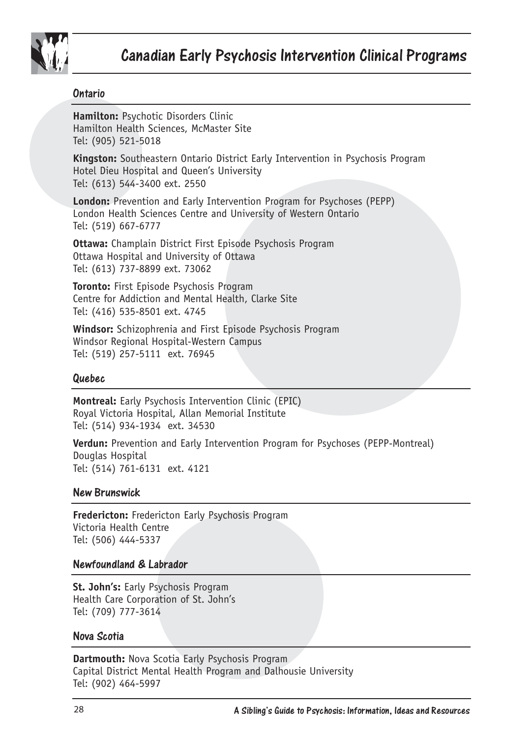# Canadian Early Psychosis Intervention Clinical Programs

## Ontario

**Hamilton:** Psychotic Disorders Clinic
Hamilton Health Sciences, McMaster Site
Tel: (905) 521-5018

**Kingston:** Southeastern Ontario District Early Intervention in Psychosis Program
Hotel Dieu Hospital and Queen's University
Tel: (613) 544-3400 ext. 2550

**London:** Prevention and Early Intervention Program for Psychoses (PEPP)
London Health Sciences Centre and University of Western Ontario
Tel: (519) 667-6777

**Ottawa:** Champlain District First Episode Psychosis Program
Ottawa Hospital and University of Ottawa
Tel: (613) 737-8899 ext. 73062

**Toronto:** First Episode Psychosis Program
Centre for Addiction and Mental Health, Clarke Site
Tel: (416) 535-8501 ext. 4745

**Windsor:** Schizophrenia and First Episode Psychosis Program
Windsor Regional Hospital-Western Campus
Tel: (519) 257-5111 ext. 76945

## Quebec

**Montreal:** Early Psychosis Intervention Clinic (EPIC)
Royal Victoria Hospital, Allan Memorial Institute
Tel: (514) 934-1934 ext. 34530

**Verdun:** Prevention and Early Intervention Program for Psychoses (PEPP-Montreal)
Douglas Hospital
Tel: (514) 761-6131 ext. 4121

## New Brunswick

**Fredericton:** Fredericton Early Psychosis Program
Victoria Health Centre
Tel: (506) 444-5337

## Newfoundland & Labrador

**St. John's:** Early Psychosis Program
Health Care Corporation of St. John's
Tel: (709) 777-3614

## Nova Scotia

**Dartmouth:** Nova Scotia Early Psychosis Program
Capital District Mental Health Program and Dalhousie University
Tel: (902) 464-5997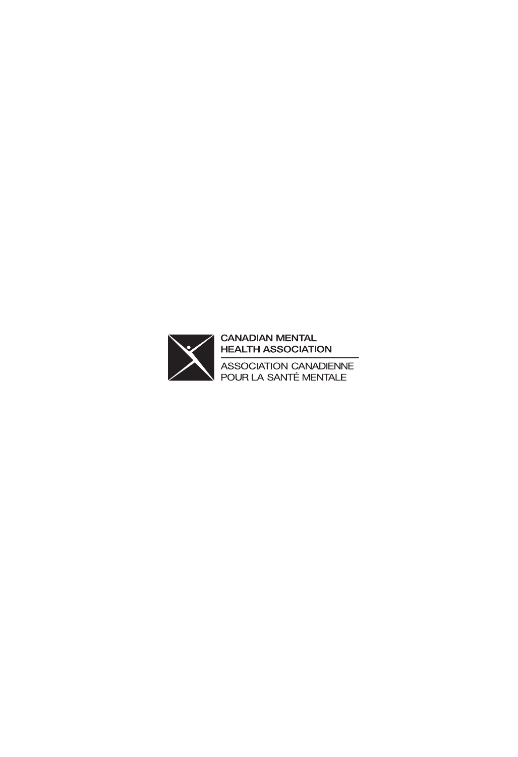CANADIAN MENTAL HEALTH ASSOCIATION

ASSOCIATION CANADIENNE POUR LA SANTÉ MENTALE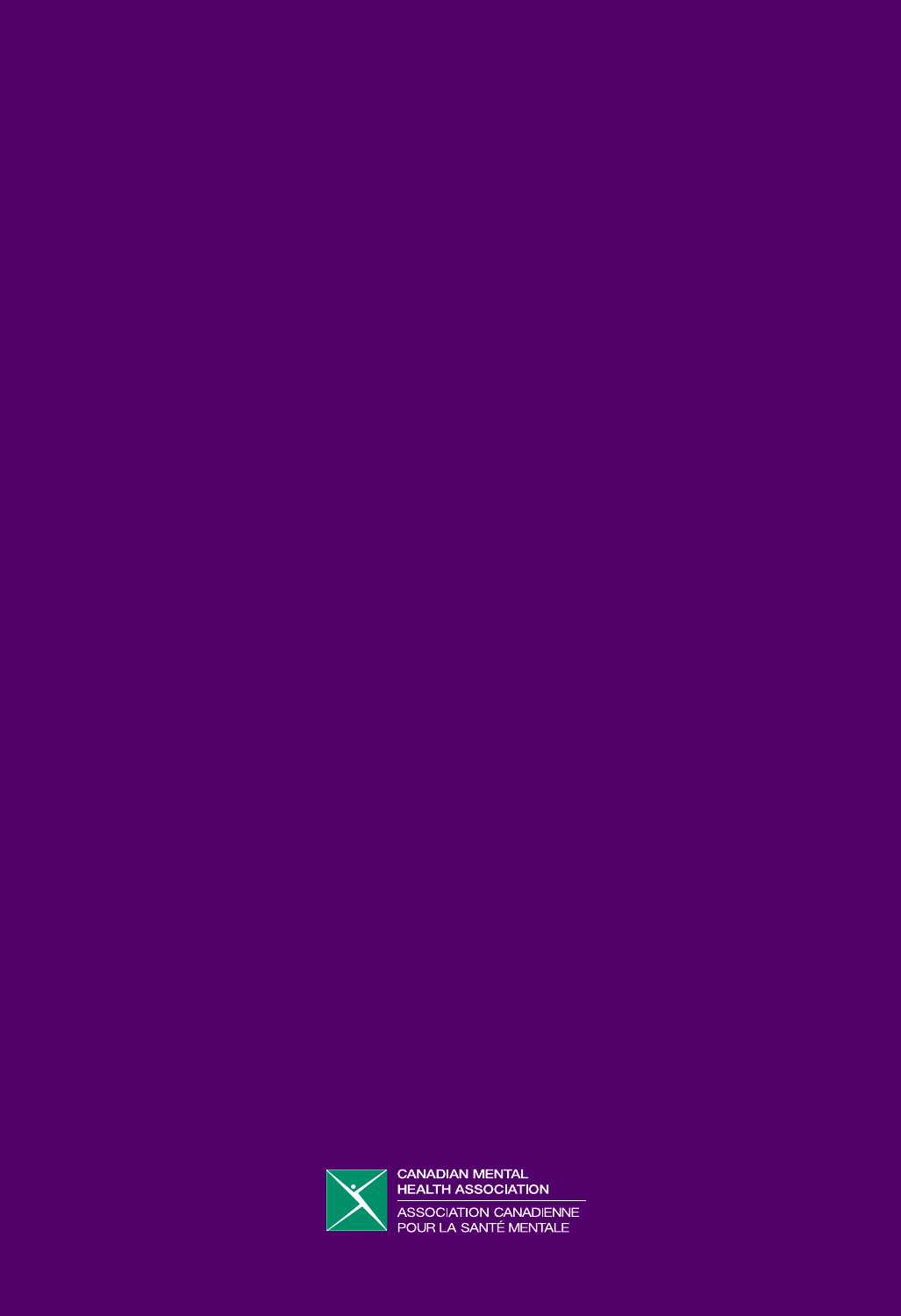CANADIAN MENTAL HEALTH ASSOCIATION

ASSOCIATION CANADIENNE POUR LA SANTÉ MENTALE